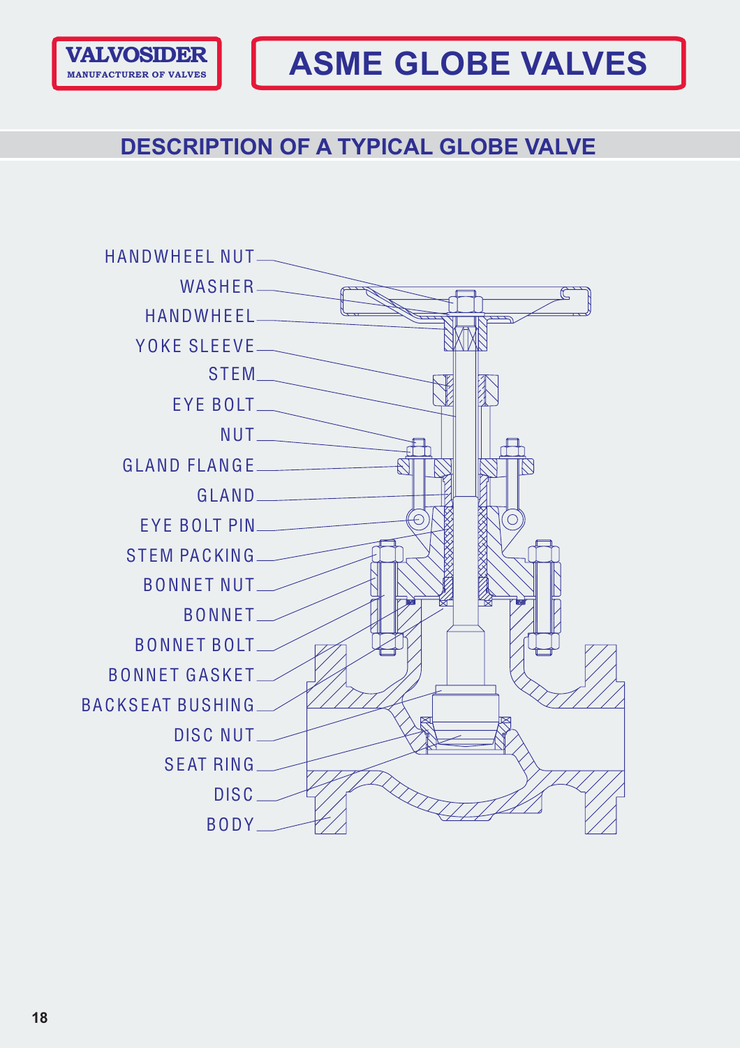VALVOSIDER
MANUFACTURER OF VALVES

# ASME GLOBE VALVES

## DESCRIPTION OF A TYPICAL GLOBE VALVE

HANDWHEEL NUT
WASHER
HANDWHEEL
YOKE SLEEVE
STEM
EYE BOLT
NUT
GLAND FLANGE
GLAND
EYE BOLT PIN
STEM PACKING
BONNET NUT
BONNET
BONNET BOLT
BONNET GASKET
BACKSEAT BUSHING
DISC NUT
SEAT RING
DISC
BODY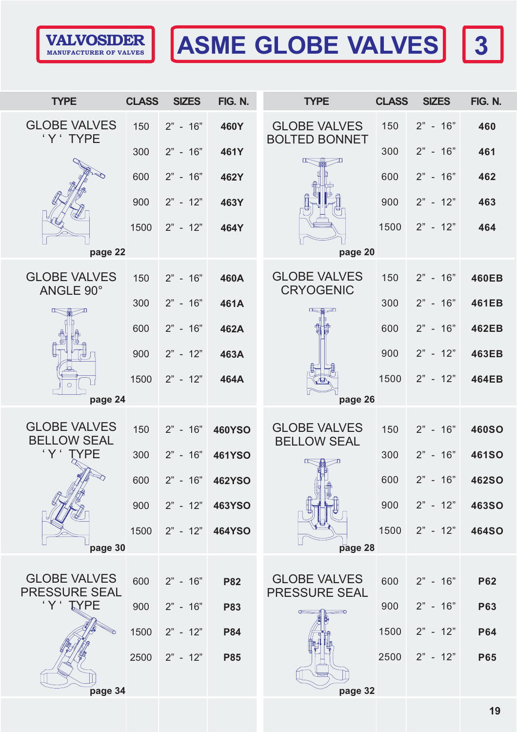VALVOSIDER
MANUFACTURER OF VALVES

# ASME GLOBE VALVES

3

| TYPE | CLASS | SIZES | FIG. N. |
|---|---|---|---|
| GLOBE VALVES ' Y ' TYPE (page 22) | 150 | 2" - 16" | **460Y** |
| | 300 | 2" - 16" | **461Y** |
| | 600 | 2" - 16" | **462Y** |
| | 900 | 2" - 12" | **463Y** |
| | 1500 | 2" - 12" | **464Y** |
| GLOBE VALVES ANGLE 90° (page 24) | 150 | 2" - 16" | **460A** |
| | 300 | 2" - 16" | **461A** |
| | 600 | 2" - 16" | **462A** |
| | 900 | 2" - 12" | **463A** |
| | 1500 | 2" - 12" | **464A** |
| GLOBE VALVES BELLOW SEAL ' Y ' TYPE (page 30) | 150 | 2" - 16" | **460YSO** |
| | 300 | 2" - 16" | **461YSO** |
| | 600 | 2" - 16" | **462YSO** |
| | 900 | 2" - 12" | **463YSO** |
| | 1500 | 2" - 12" | **464YSO** |
| GLOBE VALVES PRESSURE SEAL ' Y ' TYPE (page 34) | 600 | 2" - 16" | **P82** |
| | 900 | 2" - 16" | **P83** |
| | 1500 | 2" - 12" | **P84** |
| | 2500 | 2" - 12" | **P85** |

| TYPE | CLASS | SIZES | FIG. N. |
|---|---|---|---|
| GLOBE VALVES BOLTED BONNET (page 20) | 150 | 2" - 16" | **460** |
| | 300 | 2" - 16" | **461** |
| | 600 | 2" - 16" | **462** |
| | 900 | 2" - 12" | **463** |
| | 1500 | 2" - 12" | **464** |
| GLOBE VALVES CRYOGENIC (page 26) | 150 | 2" - 16" | **460EB** |
| | 300 | 2" - 16" | **461EB** |
| | 600 | 2" - 16" | **462EB** |
| | 900 | 2" - 12" | **463EB** |
| | 1500 | 2" - 12" | **464EB** |
| GLOBE VALVES BELLOW SEAL (page 28) | 150 | 2" - 16" | **460SO** |
| | 300 | 2" - 16" | **461SO** |
| | 600 | 2" - 16" | **462SO** |
| | 900 | 2" - 12" | **463SO** |
| | 1500 | 2" - 12" | **464SO** |
| GLOBE VALVES PRESSURE SEAL (page 32) | 600 | 2" - 16" | **P62** |
| | 900 | 2" - 16" | **P63** |
| | 1500 | 2" - 12" | **P64** |
| | 2500 | 2" - 12" | **P65** |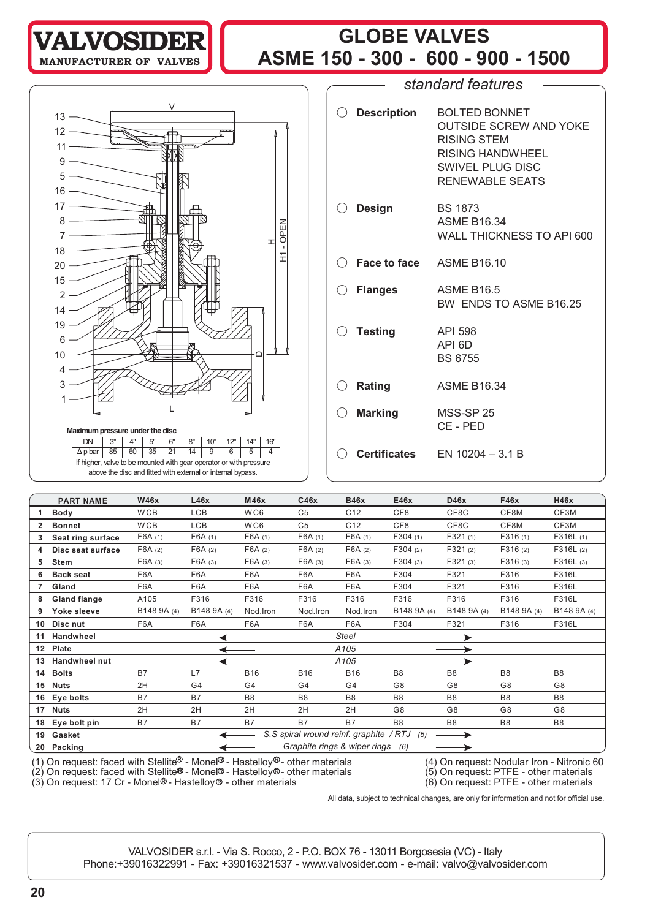# VALVOSIDER
MANUFACTURER OF VALVES

# GLOBE VALVES
# ASME 150 - 300 - 600 - 900 - 1500

**Maximum pressure under the disc**

| DN | 3" | 4" | 5" | 6" | 8" | 10" | 12" | 14" | 16" |
|---|---|---|---|---|---|---|---|---|---|
| Δ p bar | 85 | 60 | 35 | 21 | 14 | 9 | 6 | 5 | 4 |

If higher, valve to be mounted with gear operator or with pressure above the disc and fitted with external or internal bypass.

## *standard features*

- **Description**: BOLTED BONNET; OUTSIDE SCREW AND YOKE; RISING STEM; RISING HANDWHEEL; SWIVEL PLUG DISC; RENEWABLE SEATS
- **Design**: BS 1873; ASME B16.34; WALL THICKNESS TO API 600
- **Face to face**: ASME B16.10
- **Flanges**: ASME B16.5; BW ENDS TO ASME B16.25
- **Testing**: API 598; API 6D; BS 6755
- **Rating**: ASME B16.34
- **Marking**: MSS-SP 25; CE - PED
- **Certificates**: EN 10204 – 3.1 B

| | PART NAME | W46x | L46x | M46x | C46x | B46x | E46x | D46x | F46x | H46x |
|---|---|---|---|---|---|---|---|---|---|---|
| 1 | Body | WCB | LCB | WC6 | C5 | C12 | CF8 | CF8C | CF8M | CF3M |
| 2 | Bonnet | WCB | LCB | WC6 | C5 | C12 | CF8 | CF8C | CF8M | CF3M |
| 3 | Seat ring surface | F6A (1) | F6A (1) | F6A (1) | F6A (1) | F6A (1) | F304 (1) | F321 (1) | F316 (1) | F316L (1) |
| 4 | Disc seat surface | F6A (2) | F6A (2) | F6A (2) | F6A (2) | F6A (2) | F304 (2) | F321 (2) | F316 (2) | F316L (2) |
| 5 | Stem | F6A (3) | F6A (3) | F6A (3) | F6A (3) | F6A (3) | F304 (3) | F321 (3) | F316 (3) | F316L (3) |
| 6 | Back seat | F6A | F6A | F6A | F6A | F6A | F304 | F321 | F316 | F316L |
| 7 | Gland | F6A | F6A | F6A | F6A | F6A | F304 | F321 | F316 | F316L |
| 8 | Gland flange | A105 | F316 | F316 | F316 | F316 | F316 | F316 | F316 | F316L |
| 9 | Yoke sleeve | B148 9A (4) | B148 9A (4) | Nod.Iron | Nod.Iron | Nod.Iron | B148 9A (4) | B148 9A (4) | B148 9A (4) | B148 9A (4) |
| 10 | Disc nut | F6A | F6A | F6A | F6A | F6A | F304 | F321 | F316 | F316L |
| 11 | Handwheel | ← Steel → | | | | | | | | |
| 12 | Plate | ← A105 → | | | | | | | | |
| 13 | Handwheel nut | ← A105 → | | | | | | | | |
| 14 | Bolts | B7 | L7 | B16 | B16 | B16 | B8 | B8 | B8 | B8 |
| 15 | Nuts | 2H | G4 | G4 | G4 | G4 | G8 | G8 | G8 | G8 |
| 16 | Eye bolts | B7 | B7 | B8 | B8 | B8 | B8 | B8 | B8 | B8 |
| 17 | Nuts | 2H | 2H | 2H | 2H | 2H | G8 | G8 | G8 | G8 |
| 18 | Eye bolt pin | B7 | B7 | B7 | B7 | B7 | B8 | B8 | B8 | B8 |
| 19 | Gasket | ← S.S spiral wound reinf. graphite / RTJ (5) → | | | | | | | | |
| 20 | Packing | ← Graphite rings & wiper rings (6) → | | | | | | | | |

(1) On request: faced with Stellite® - Monel® - Hastelloy® - other materials
(2) On request: faced with Stellite® - Monel® - Hastelloy® - other materials
(3) On request: 17 Cr - Monel® - Hastelloy® - other materials
(4) On request: Nodular Iron - Nitronic 60
(5) On request: PTFE - other materials
(6) On request: PTFE - other materials

All data, subject to technical changes, are only for information and not for official use.

VALVOSIDER s.r.l. - Via S. Rocco, 2 - P.O. BOX 76 - 13011 Borgosesia (VC) - Italy
Phone:+39016322991 - Fax: +39016321537 - www.valvosider.com - e-mail: valvo@valvosider.com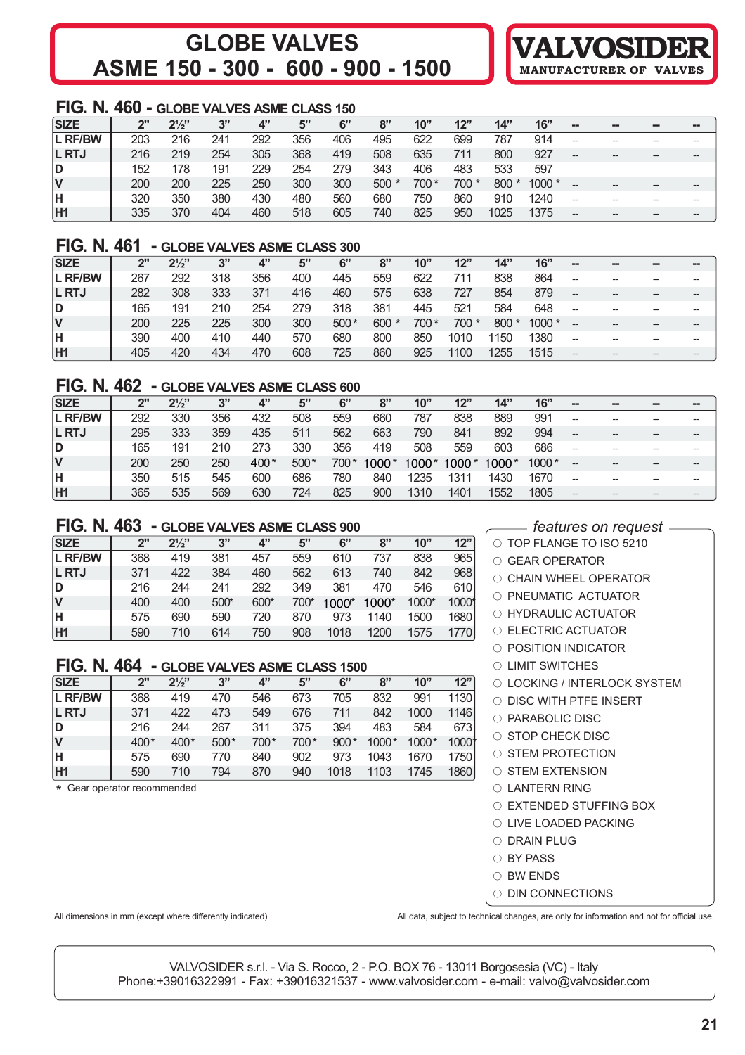# GLOBE VALVES
# ASME 150 - 300 - 600 - 900 - 1500

**VALVOSIDER**
MANUFACTURER OF VALVES

## FIG. N. 460 - GLOBE VALVES ASME CLASS 150

| SIZE | 2" | 2½" | 3" | 4" | 5" | 6" | 8" | 10" | 12" | 14" | 16" | -- | -- | -- | -- |
|---|---|---|---|---|---|---|---|---|---|---|---|---|---|---|---|
| L RF/BW | 203 | 216 | 241 | 292 | 356 | 406 | 495 | 622 | 699 | 787 | 914 | -- | -- | -- | -- |
| L RTJ | 216 | 219 | 254 | 305 | 368 | 419 | 508 | 635 | 711 | 800 | 927 | -- | -- | -- | -- |
| D | 152 | 178 | 191 | 229 | 254 | 279 | 343 | 406 | 483 | 533 | 597 | | | | |
| V | 200 | 200 | 225 | 250 | 300 | 300 | 500 * | 700 * | 700 * | 800 * | 1000 * | -- | -- | -- | -- |
| H | 320 | 350 | 380 | 430 | 480 | 560 | 680 | 750 | 860 | 910 | 1240 | -- | -- | -- | -- |
| H1 | 335 | 370 | 404 | 460 | 518 | 605 | 740 | 825 | 950 | 1025 | 1375 | -- | -- | -- | -- |

## FIG. N. 461 - GLOBE VALVES ASME CLASS 300

| SIZE | 2" | 2½" | 3" | 4" | 5" | 6" | 8" | 10" | 12" | 14" | 16" | -- | -- | -- | -- |
|---|---|---|---|---|---|---|---|---|---|---|---|---|---|---|---|
| L RF/BW | 267 | 292 | 318 | 356 | 400 | 445 | 559 | 622 | 711 | 838 | 864 | -- | -- | -- | -- |
| L RTJ | 282 | 308 | 333 | 371 | 416 | 460 | 575 | 638 | 727 | 854 | 879 | -- | -- | -- | -- |
| D | 165 | 191 | 210 | 254 | 279 | 318 | 381 | 445 | 521 | 584 | 648 | -- | -- | -- | -- |
| V | 200 | 225 | 225 | 300 | 300 | 500 * | 600 * | 700 * | 700 * | 800 * | 1000 * | -- | -- | -- | -- |
| H | 390 | 400 | 410 | 440 | 570 | 680 | 800 | 850 | 1010 | 1150 | 1380 | -- | -- | -- | -- |
| H1 | 405 | 420 | 434 | 470 | 608 | 725 | 860 | 925 | 1100 | 1255 | 1515 | -- | -- | -- | -- |

## FIG. N. 462 - GLOBE VALVES ASME CLASS 600

| SIZE | 2" | 2½" | 3" | 4" | 5" | 6" | 8" | 10" | 12" | 14" | 16" | -- | -- | -- | -- |
|---|---|---|---|---|---|---|---|---|---|---|---|---|---|---|---|
| L RF/BW | 292 | 330 | 356 | 432 | 508 | 559 | 660 | 787 | 838 | 889 | 991 | -- | -- | -- | -- |
| L RTJ | 295 | 333 | 359 | 435 | 511 | 562 | 663 | 790 | 841 | 892 | 994 | -- | -- | -- | -- |
| D | 165 | 191 | 210 | 273 | 330 | 356 | 419 | 508 | 559 | 603 | 686 | -- | -- | -- | -- |
| V | 200 | 250 | 250 | 400 * | 500 * | 700 * | 1000 * | 1000 * | 1000 * | 1000 * | 1000 * | -- | -- | -- | -- |
| H | 350 | 515 | 545 | 600 | 686 | 780 | 840 | 1235 | 1311 | 1430 | 1670 | -- | -- | -- | -- |
| H1 | 365 | 535 | 569 | 630 | 724 | 825 | 900 | 1310 | 1401 | 1552 | 1805 | -- | -- | -- | -- |

## FIG. N. 463 - GLOBE VALVES ASME CLASS 900

| SIZE | 2" | 2½" | 3" | 4" | 5" | 6" | 8" | 10" | 12" |
|---|---|---|---|---|---|---|---|---|---|
| L RF/BW | 368 | 419 | 381 | 457 | 559 | 610 | 737 | 838 | 965 |
| L RTJ | 371 | 422 | 384 | 460 | 562 | 613 | 740 | 842 | 968 |
| D | 216 | 244 | 241 | 292 | 349 | 381 | 470 | 546 | 610 |
| V | 400 | 400 | 500* | 600* | 700* | 1000* | 1000* | 1000* | 1000* |
| H | 575 | 690 | 590 | 720 | 870 | 973 | 1140 | 1500 | 1680 |
| H1 | 590 | 710 | 614 | 750 | 908 | 1018 | 1200 | 1575 | 1770 |

## FIG. N. 464 - GLOBE VALVES ASME CLASS 1500

| SIZE | 2" | 2½" | 3" | 4" | 5" | 6" | 8" | 10" | 12" |
|---|---|---|---|---|---|---|---|---|---|
| L RF/BW | 368 | 419 | 470 | 546 | 673 | 705 | 832 | 991 | 1130 |
| L RTJ | 371 | 422 | 473 | 549 | 676 | 711 | 842 | 1000 | 1146 |
| D | 216 | 244 | 267 | 311 | 375 | 394 | 483 | 584 | 673 |
| V | 400* | 400* | 500* | 700* | 700* | 900* | 1000* | 1000* | 1000* |
| H | 575 | 690 | 770 | 840 | 902 | 973 | 1043 | 1670 | 1750 |
| H1 | 590 | 710 | 794 | 870 | 940 | 1018 | 1103 | 1745 | 1860 |

\* Gear operator recommended

### *features on request*

- TOP FLANGE TO ISO 5210
- GEAR OPERATOR
- CHAIN WHEEL OPERATOR
- PNEUMATIC ACTUATOR
- HYDRAULIC ACTUATOR
- ELECTRIC ACTUATOR
- POSITION INDICATOR
- LIMIT SWITCHES
- LOCKING / INTERLOCK SYSTEM
- DISC WITH PTFE INSERT
- PARABOLIC DISC
- STOP CHECK DISC
- STEM PROTECTION
- STEM EXTENSION
- LANTERN RING
- EXTENDED STUFFING BOX
- LIVE LOADED PACKING
- DRAIN PLUG
- BY PASS
- BW ENDS
- DIN CONNECTIONS

All dimensions in mm (except where differently indicated)

All data, subject to technical changes, are only for information and not for official use.

VALVOSIDER s.r.l. - Via S. Rocco, 2 - P.O. BOX 76 - 13011 Borgosesia (VC) - Italy
Phone:+39016322991 - Fax: +39016321537 - www.valvosider.com - e-mail: valvo@valvosider.com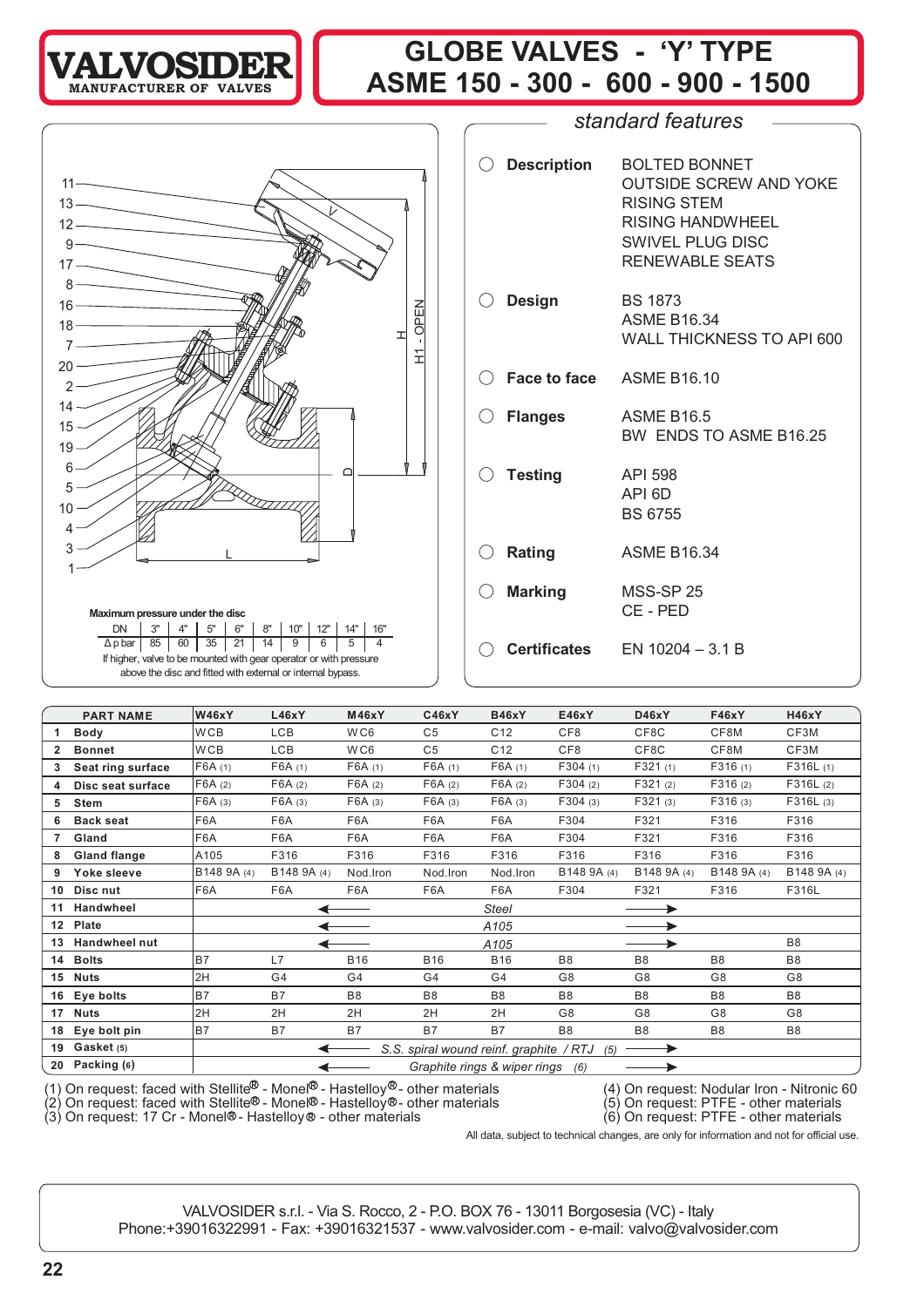# VALVOSIDER
MANUFACTURER OF VALVES

# GLOBE VALVES - 'Y' TYPE
# ASME 150 - 300 - 600 - 900 - 1500

## standard features

| | |
|---|---|
| **Description** | BOLTED BONNET<br>OUTSIDE SCREW AND YOKE<br>RISING STEM<br>RISING HANDWHEEL<br>SWIVEL PLUG DISC<br>RENEWABLE SEATS |
| **Design** | BS 1873<br>ASME B16.34<br>WALL THICKNESS TO API 600 |
| **Face to face** | ASME B16.10 |
| **Flanges** | ASME B16.5<br>BW ENDS TO ASME B16.25 |
| **Testing** | API 598<br>API 6D<br>BS 6755 |
| **Rating** | ASME B16.34 |
| **Marking** | MSS-SP 25<br>CE - PED |
| **Certificates** | EN 10204 – 3.1 B |

**Maximum pressure under the disc**

| DN | 3" | 4" | 5" | 6" | 8" | 10" | 12" | 14" | 16" |
|---|---|---|---|---|---|---|---|---|---|
| Δ p bar | 85 | 60 | 35 | 21 | 14 | 9 | 6 | 5 | 4 |

If higher, valve to be mounted with gear operator or with pressure above the disc and fitted with external or internal bypass.

| | PART NAME | W46xY | L46xY | M46xY | C46xY | B46xY | E46xY | D46xY | F46xY | H46xY |
|---|---|---|---|---|---|---|---|---|---|---|
| 1 | Body | WCB | LCB | WC6 | C5 | C12 | CF8 | CF8C | CF8M | CF3M |
| 2 | Bonnet | WCB | LCB | WC6 | C5 | C12 | CF8 | CF8C | CF8M | CF3M |
| 3 | Seat ring surface | F6A (1) | F6A (1) | F6A (1) | F6A (1) | F6A (1) | F304 (1) | F321 (1) | F316 (1) | F316L (1) |
| 4 | Disc seat surface | F6A (2) | F6A (2) | F6A (2) | F6A (2) | F6A (2) | F304 (2) | F321 (2) | F316 (2) | F316L (2) |
| 5 | Stem | F6A (3) | F6A (3) | F6A (3) | F6A (3) | F6A (3) | F304 (3) | F321 (3) | F316 (3) | F316L (3) |
| 6 | Back seat | F6A | F6A | F6A | F6A | F6A | F304 | F321 | F316 | F316 |
| 7 | Gland | F6A | F6A | F6A | F6A | F6A | F304 | F321 | F316 | F316 |
| 8 | Gland flange | A105 | F316 | F316 | F316 | F316 | F316 | F316 | F316 | F316 |
| 9 | Yoke sleeve | B148 9A (4) | B148 9A (4) | Nod.Iron | Nod.Iron | Nod.Iron | B148 9A (4) | B148 9A (4) | B148 9A (4) | B148 9A (4) |
| 10 | Disc nut | F6A | F6A | F6A | F6A | F6A | F304 | F321 | F316 | F316L |
| 11 | Handwheel | ← Steel → | | | | | | | | |
| 12 | Plate | ← A105 → | | | | | | | | |
| 13 | Handwheel nut | ← A105 → | | | | | | | | B8 |
| 14 | Bolts | B7 | L7 | B16 | B16 | B16 | B8 | B8 | B8 | B8 |
| 15 | Nuts | 2H | G4 | G4 | G4 | G4 | G8 | G8 | G8 | G8 |
| 16 | Eye bolts | B7 | B7 | B8 | B8 | B8 | B8 | B8 | B8 | B8 |
| 17 | Nuts | 2H | 2H | 2H | 2H | 2H | G8 | G8 | G8 | G8 |
| 18 | Eye bolt pin | B7 | B7 | B7 | B7 | B7 | B8 | B8 | B8 | B8 |
| 19 | Gasket (5) | ← S.S. spiral wound reinf. graphite / RTJ (5) → | | | | | | | | |
| 20 | Packing (6) | ← Graphite rings & wiper rings (6) → | | | | | | | | |

(1) On request: faced with Stellite® - Monel® - Hastelloy® - other materials
(2) On request: faced with Stellite® - Monel® - Hastelloy® - other materials
(3) On request: 17 Cr - Monel® - Hastelloy® - other materials
(4) On request: Nodular Iron - Nitronic 60
(5) On request: PTFE - other materials
(6) On request: PTFE - other materials

All data, subject to technical changes, are only for information and not for official use.

VALVOSIDER s.r.l. - Via S. Rocco, 2 - P.O. BOX 76 - 13011 Borgosesia (VC) - Italy
Phone:+39016322991 - Fax: +39016321537 - www.valvosider.com - e-mail: valvo@valvosider.com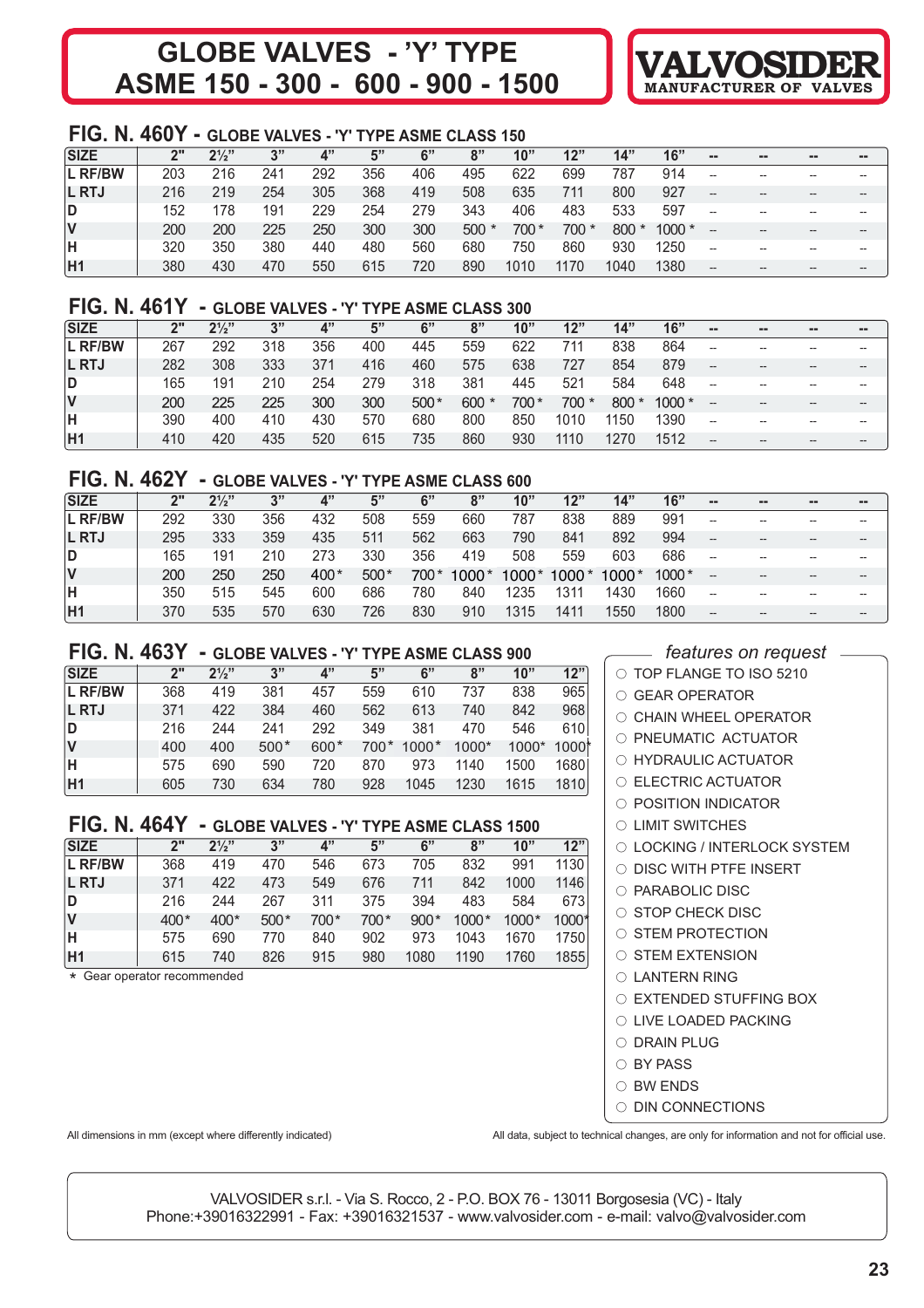# GLOBE VALVES - 'Y' TYPE ASME 150 - 300 - 600 - 900 - 1500

**VALVOSIDER**
MANUFACTURER OF VALVES

## FIG. N. 460Y - GLOBE VALVES - 'Y' TYPE ASME CLASS 150

| SIZE | 2" | 2½" | 3" | 4" | 5" | 6" | 8" | 10" | 12" | 14" | 16" | -- | -- | -- | -- |
|---|---|---|---|---|---|---|---|---|---|---|---|---|---|---|---|
| L RF/BW | 203 | 216 | 241 | 292 | 356 | 406 | 495 | 622 | 699 | 787 | 914 | -- | -- | -- | -- |
| L RTJ | 216 | 219 | 254 | 305 | 368 | 419 | 508 | 635 | 711 | 800 | 927 | -- | -- | -- | -- |
| D | 152 | 178 | 191 | 229 | 254 | 279 | 343 | 406 | 483 | 533 | 597 | -- | -- | -- | -- |
| V | 200 | 200 | 225 | 250 | 300 | 300 | 500 * | 700 * | 700 * | 800 * | 1000 * | -- | -- | -- | -- |
| H | 320 | 350 | 380 | 440 | 480 | 560 | 680 | 750 | 860 | 930 | 1250 | -- | -- | -- | -- |
| H1 | 380 | 430 | 470 | 550 | 615 | 720 | 890 | 1010 | 1170 | 1040 | 1380 | -- | -- | -- | -- |

## FIG. N. 461Y - GLOBE VALVES - 'Y' TYPE ASME CLASS 300

| SIZE | 2" | 2½" | 3" | 4" | 5" | 6" | 8" | 10" | 12" | 14" | 16" | -- | -- | -- | -- |
|---|---|---|---|---|---|---|---|---|---|---|---|---|---|---|---|
| L RF/BW | 267 | 292 | 318 | 356 | 400 | 445 | 559 | 622 | 711 | 838 | 864 | -- | -- | -- | -- |
| L RTJ | 282 | 308 | 333 | 371 | 416 | 460 | 575 | 638 | 727 | 854 | 879 | -- | -- | -- | -- |
| D | 165 | 191 | 210 | 254 | 279 | 318 | 381 | 445 | 521 | 584 | 648 | -- | -- | -- | -- |
| V | 200 | 225 | 225 | 300 | 300 | 500 * | 600 * | 700 * | 700 * | 800 * | 1000 * | -- | -- | -- | -- |
| H | 390 | 400 | 410 | 430 | 570 | 680 | 800 | 850 | 1010 | 1150 | 1390 | -- | -- | -- | -- |
| H1 | 410 | 420 | 435 | 520 | 615 | 735 | 860 | 930 | 1110 | 1270 | 1512 | -- | -- | -- | -- |

## FIG. N. 462Y - GLOBE VALVES - 'Y' TYPE ASME CLASS 600

| SIZE | 2" | 2½" | 3" | 4" | 5" | 6" | 8" | 10" | 12" | 14" | 16" | -- | -- | -- | -- |
|---|---|---|---|---|---|---|---|---|---|---|---|---|---|---|---|
| L RF/BW | 292 | 330 | 356 | 432 | 508 | 559 | 660 | 787 | 838 | 889 | 991 | -- | -- | -- | -- |
| L RTJ | 295 | 333 | 359 | 435 | 511 | 562 | 663 | 790 | 841 | 892 | 994 | -- | -- | -- | -- |
| D | 165 | 191 | 210 | 273 | 330 | 356 | 419 | 508 | 559 | 603 | 686 | -- | -- | -- | -- |
| V | 200 | 250 | 250 | 400 * | 500 * | 700 * | 1000 * | 1000 * | 1000 * | 1000 * | 1000 * | -- | -- | -- | -- |
| H | 350 | 515 | 545 | 600 | 686 | 780 | 840 | 1235 | 1311 | 1430 | 1660 | -- | -- | -- | -- |
| H1 | 370 | 535 | 570 | 630 | 726 | 830 | 910 | 1315 | 1411 | 1550 | 1800 | -- | -- | -- | -- |

## FIG. N. 463Y - GLOBE VALVES - 'Y' TYPE ASME CLASS 900

| SIZE | 2" | 2½" | 3" | 4" | 5" | 6" | 8" | 10" | 12" |
|---|---|---|---|---|---|---|---|---|---|
| L RF/BW | 368 | 419 | 381 | 457 | 559 | 610 | 737 | 838 | 965 |
| L RTJ | 371 | 422 | 384 | 460 | 562 | 613 | 740 | 842 | 968 |
| D | 216 | 244 | 241 | 292 | 349 | 381 | 470 | 546 | 610 |
| V | 400 | 400 | 500 * | 600 * | 700 * | 1000 * | 1000 * | 1000 * | 1000 * |
| H | 575 | 690 | 590 | 720 | 870 | 973 | 1140 | 1500 | 1680 |
| H1 | 605 | 730 | 634 | 780 | 928 | 1045 | 1230 | 1615 | 1810 |

## FIG. N. 464Y - GLOBE VALVES - 'Y' TYPE ASME CLASS 1500

| SIZE | 2" | 2½" | 3" | 4" | 5" | 6" | 8" | 10" | 12" |
|---|---|---|---|---|---|---|---|---|---|
| L RF/BW | 368 | 419 | 470 | 546 | 673 | 705 | 832 | 991 | 1130 |
| L RTJ | 371 | 422 | 473 | 549 | 676 | 711 | 842 | 1000 | 1146 |
| D | 216 | 244 | 267 | 311 | 375 | 394 | 483 | 584 | 673 |
| V | 400 * | 400 * | 500 * | 700 * | 700 * | 900 * | 1000 * | 1000 * | 1000 * |
| H | 575 | 690 | 770 | 840 | 902 | 973 | 1043 | 1670 | 1750 |
| H1 | 615 | 740 | 826 | 915 | 980 | 1080 | 1190 | 1760 | 1855 |

\* Gear operator recommended

### *features on request*

- TOP FLANGE TO ISO 5210
- GEAR OPERATOR
- CHAIN WHEEL OPERATOR
- PNEUMATIC ACTUATOR
- HYDRAULIC ACTUATOR
- ELECTRIC ACTUATOR
- POSITION INDICATOR
- LIMIT SWITCHES
- LOCKING / INTERLOCK SYSTEM
- DISC WITH PTFE INSERT
- PARABOLIC DISC
- STOP CHECK DISC
- STEM PROTECTION
- STEM EXTENSION
- LANTERN RING
- EXTENDED STUFFING BOX
- LIVE LOADED PACKING
- DRAIN PLUG
- BY PASS
- BW ENDS
- DIN CONNECTIONS

All dimensions in mm (except where differently indicated)

All data, subject to technical changes, are only for information and not for official use.

VALVOSIDER s.r.l. - Via S. Rocco, 2 - P.O. BOX 76 - 13011 Borgosesia (VC) - Italy
Phone:+39016322991 - Fax: +39016321537 - www.valvosider.com - e-mail: valvo@valvosider.com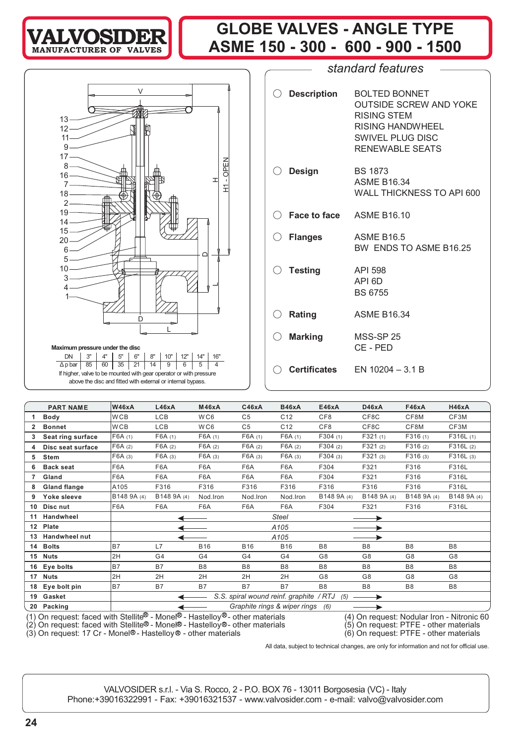# GLOBE VALVES - ANGLE TYPE
# ASME 150 - 300 - 600 - 900 - 1500

VALVOSIDER
MANUFACTURER OF VALVES

**Maximum pressure under the disc**

| DN | 3" | 4" | 5" | 6" | 8" | 10" | 12" | 14" | 16" |
|---|---|---|---|---|---|---|---|---|---|
| Δ p bar | 85 | 60 | 35 | 21 | 14 | 9 | 6 | 5 | 4 |

If higher, valve to be mounted with gear operator or with pressure above the disc and fitted with external or internal bypass.

## *standard features*

| | |
|---|---|
| **Description** | BOLTED BONNET<br>OUTSIDE SCREW AND YOKE<br>RISING STEM<br>RISING HANDWHEEL<br>SWIVEL PLUG DISC<br>RENEWABLE SEATS |
| **Design** | BS 1873<br>ASME B16.34<br>WALL THICKNESS TO API 600 |
| **Face to face** | ASME B16.10 |
| **Flanges** | ASME B16.5<br>BW ENDS TO ASME B16.25 |
| **Testing** | API 598<br>API 6D<br>BS 6755 |
| **Rating** | ASME B16.34 |
| **Marking** | MSS-SP 25<br>CE - PED |
| **Certificates** | EN 10204 – 3.1 B |

| | PART NAME | W46xA | L46xA | M46xA | C46xA | B46xA | E46xA | D46xA | F46xA | H46xA |
|---|---|---|---|---|---|---|---|---|---|---|
| 1 | **Body** | WCB | LCB | WC6 | C5 | C12 | CF8 | CF8C | CF8M | CF3M |
| 2 | **Bonnet** | WCB | LCB | WC6 | C5 | C12 | CF8 | CF8C | CF8M | CF3M |
| 3 | **Seat ring surface** | F6A (1) | F6A (1) | F6A (1) | F6A (1) | F6A (1) | F304 (1) | F321 (1) | F316 (1) | F316L (1) |
| 4 | **Disc seat surface** | F6A (2) | F6A (2) | F6A (2) | F6A (2) | F6A (2) | F304 (2) | F321 (2) | F316 (2) | F316L (2) |
| 5 | **Stem** | F6A (3) | F6A (3) | F6A (3) | F6A (3) | F6A (3) | F304 (3) | F321 (3) | F316 (3) | F316L (3) |
| 6 | **Back seat** | F6A | F6A | F6A | F6A | F6A | F304 | F321 | F316 | F316L |
| 7 | **Gland** | F6A | F6A | F6A | F6A | F6A | F304 | F321 | F316 | F316L |
| 8 | **Gland flange** | A105 | F316 | F316 | F316 | F316 | F316 | F316 | F316 | F316L |
| 9 | **Yoke sleeve** | B148 9A (4) | B148 9A (4) | Nod.Iron | Nod.Iron | Nod.Iron | B148 9A (4) | B148 9A (4) | B148 9A (4) | B148 9A (4) |
| 10 | **Disc nut** | F6A | F6A | F6A | F6A | F6A | F304 | F321 | F316 | F316L |
| 11 | **Handwheel** | ← Steel → | | | | | | | | |
| 12 | **Plate** | ← A105 → | | | | | | | | |
| 13 | **Handwheel nut** | ← A105 → | | | | | | | | |
| 14 | **Bolts** | B7 | L7 | B16 | B16 | B16 | B8 | B8 | B8 | B8 |
| 15 | **Nuts** | 2H | G4 | G4 | G4 | G4 | G8 | G8 | G8 | G8 |
| 16 | **Eye bolts** | B7 | B7 | B8 | B8 | B8 | B8 | B8 | B8 | B8 |
| 17 | **Nuts** | 2H | 2H | 2H | 2H | 2H | G8 | G8 | G8 | G8 |
| 18 | **Eye bolt pin** | B7 | B7 | B7 | B7 | B7 | B8 | B8 | B8 | B8 |
| 19 | **Gasket** | ← S.S. spiral wound reinf. graphite / RTJ (5) → | | | | | | | | |
| 20 | **Packing** | ← Graphite rings & wiper rings (6) → | | | | | | | | |

(1) On request: faced with Stellite® - Monel® - Hastelloy® - other materials
(2) On request: faced with Stellite® - Monel® - Hastelloy® - other materials
(3) On request: 17 Cr - Monel® - Hastelloy® - other materials
(4) On request: Nodular Iron - Nitronic 60
(5) On request: PTFE - other materials
(6) On request: PTFE - other materials

All data, subject to technical changes, are only for information and not for official use.

VALVOSIDER s.r.l. - Via S. Rocco, 2 - P.O. BOX 76 - 13011 Borgosesia (VC) - Italy
Phone:+39016322991 - Fax: +39016321537 - www.valvosider.com - e-mail: valvo@valvosider.com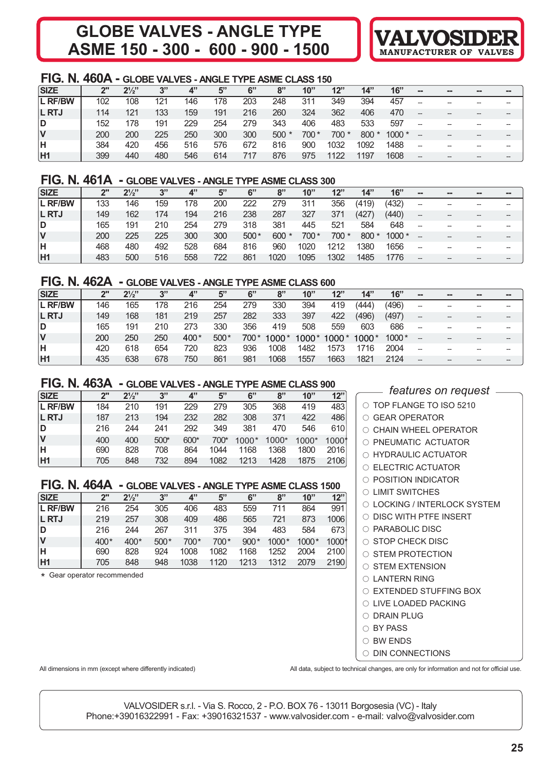# GLOBE VALVES - ANGLE TYPE
# ASME 150 - 300 - 600 - 900 - 1500

**VALVOSIDER**
MANUFACTURER OF VALVES

## FIG. N. 460A - GLOBE VALVES - ANGLE TYPE ASME CLASS 150

| SIZE | 2" | 2½" | 3" | 4" | 5" | 6" | 8" | 10" | 12" | 14" | 16" | -- | -- | -- | -- |
|---|---|---|---|---|---|---|---|---|---|---|---|---|---|---|---|
| L RF/BW | 102 | 108 | 121 | 146 | 178 | 203 | 248 | 311 | 349 | 394 | 457 | -- | -- | -- | -- |
| L RTJ | 114 | 121 | 133 | 159 | 191 | 216 | 260 | 324 | 362 | 406 | 470 | -- | -- | -- | -- |
| D | 152 | 178 | 191 | 229 | 254 | 279 | 343 | 406 | 483 | 533 | 597 | -- | -- | -- | -- |
| V | 200 | 200 | 225 | 250 | 300 | 300 | 500 * | 700 * | 700 * | 800 * | 1000 * | -- | -- | -- | -- |
| H | 384 | 420 | 456 | 516 | 576 | 672 | 816 | 900 | 1032 | 1092 | 1488 | -- | -- | -- | -- |
| H1 | 399 | 440 | 480 | 546 | 614 | 717 | 876 | 975 | 1122 | 1197 | 1608 | -- | -- | -- | -- |

## FIG. N. 461A - GLOBE VALVES - ANGLE TYPE ASME CLASS 300

| SIZE | 2" | 2½" | 3" | 4" | 5" | 6" | 8" | 10" | 12" | 14" | 16" | -- | -- | -- | -- |
|---|---|---|---|---|---|---|---|---|---|---|---|---|---|---|---|
| L RF/BW | 133 | 146 | 159 | 178 | 200 | 222 | 279 | 311 | 356 | (419) | (432) | -- | -- | -- | -- |
| L RTJ | 149 | 162 | 174 | 194 | 216 | 238 | 287 | 327 | 371 | (427) | (440) | -- | -- | -- | -- |
| D | 165 | 191 | 210 | 254 | 279 | 318 | 381 | 445 | 521 | 584 | 648 | -- | -- | -- | -- |
| V | 200 | 225 | 225 | 300 | 300 | 500 * | 600 * | 700 * | 700 * | 800 * | 1000 * | -- | -- | -- | -- |
| H | 468 | 480 | 492 | 528 | 684 | 816 | 960 | 1020 | 1212 | 1380 | 1656 | -- | -- | -- | -- |
| H1 | 483 | 500 | 516 | 558 | 722 | 861 | 1020 | 1095 | 1302 | 1485 | 1776 | -- | -- | -- | -- |

## FIG. N. 462A - GLOBE VALVES - ANGLE TYPE ASME CLASS 600

| SIZE | 2" | 2½" | 3" | 4" | 5" | 6" | 8" | 10" | 12" | 14" | 16" | -- | -- | -- | -- |
|---|---|---|---|---|---|---|---|---|---|---|---|---|---|---|---|
| L RF/BW | 146 | 165 | 178 | 216 | 254 | 279 | 330 | 394 | 419 | (444) | (496) | -- | -- | -- | -- |
| L RTJ | 149 | 168 | 181 | 219 | 257 | 282 | 333 | 397 | 422 | (496) | (497) | -- | -- | -- | -- |
| D | 165 | 191 | 210 | 273 | 330 | 356 | 419 | 508 | 559 | 603 | 686 | -- | -- | -- | -- |
| V | 200 | 250 | 250 | 400 * | 500 * | 700 * | 1000 * | 1000 * | 1000 * | 1000 * | 1000 * | -- | -- | -- | -- |
| H | 420 | 618 | 654 | 720 | 823 | 936 | 1008 | 1482 | 1573 | 1716 | 2004 | -- | -- | -- | -- |
| H1 | 435 | 638 | 678 | 750 | 861 | 981 | 1068 | 1557 | 1663 | 1821 | 2124 | -- | -- | -- | -- |

## FIG. N. 463A - GLOBE VALVES - ANGLE TYPE ASME CLASS 900

| SIZE | 2" | 2½" | 3" | 4" | 5" | 6" | 8" | 10" | 12" |
|---|---|---|---|---|---|---|---|---|---|
| L RF/BW | 184 | 210 | 191 | 229 | 279 | 305 | 368 | 419 | 483 |
| L RTJ | 187 | 213 | 194 | 232 | 282 | 308 | 371 | 422 | 486 |
| D | 216 | 244 | 241 | 292 | 349 | 381 | 470 | 546 | 610 |
| V | 400 | 400 | 500* | 600* | 700* | 1000* | 1000* | 1000* | 1000* |
| H | 690 | 828 | 708 | 864 | 1044 | 1168 | 1368 | 1800 | 2016 |
| H1 | 705 | 848 | 732 | 894 | 1082 | 1213 | 1428 | 1875 | 2106 |

## FIG. N. 464A - GLOBE VALVES - ANGLE TYPE ASME CLASS 1500

| SIZE | 2" | 2½" | 3" | 4" | 5" | 6" | 8" | 10" | 12" |
|---|---|---|---|---|---|---|---|---|---|
| L RF/BW | 216 | 254 | 305 | 406 | 483 | 559 | 711 | 864 | 991 |
| L RTJ | 219 | 257 | 308 | 409 | 486 | 565 | 721 | 873 | 1006 |
| D | 216 | 244 | 267 | 311 | 375 | 394 | 483 | 584 | 673 |
| V | 400* | 400* | 500* | 700* | 700* | 900* | 1000* | 1000* | 1000* |
| H | 690 | 828 | 924 | 1008 | 1082 | 1168 | 1252 | 2004 | 2100 |
| H1 | 705 | 848 | 948 | 1038 | 1120 | 1213 | 1312 | 2079 | 2190 |

* Gear operator recommended

### *features on request*

- TOP FLANGE TO ISO 5210
- GEAR OPERATOR
- CHAIN WHEEL OPERATOR
- PNEUMATIC ACTUATOR
- HYDRAULIC ACTUATOR
- ELECTRIC ACTUATOR
- POSITION INDICATOR
- LIMIT SWITCHES
- LOCKING / INTERLOCK SYSTEM
- DISC WITH PTFE INSERT
- PARABOLIC DISC
- STOP CHECK DISC
- STEM PROTECTION
- STEM EXTENSION
- LANTERN RING
- EXTENDED STUFFING BOX
- LIVE LOADED PACKING
- DRAIN PLUG
- BY PASS
- BW ENDS
- DIN CONNECTIONS

All dimensions in mm (except where differently indicated)

All data, subject to technical changes, are only for information and not for official use.

VALVOSIDER s.r.l. - Via S. Rocco, 2 - P.O. BOX 76 - 13011 Borgosesia (VC) - Italy
Phone:+39016322991 - Fax: +39016321537 - www.valvosider.com - e-mail: valvo@valvosider.com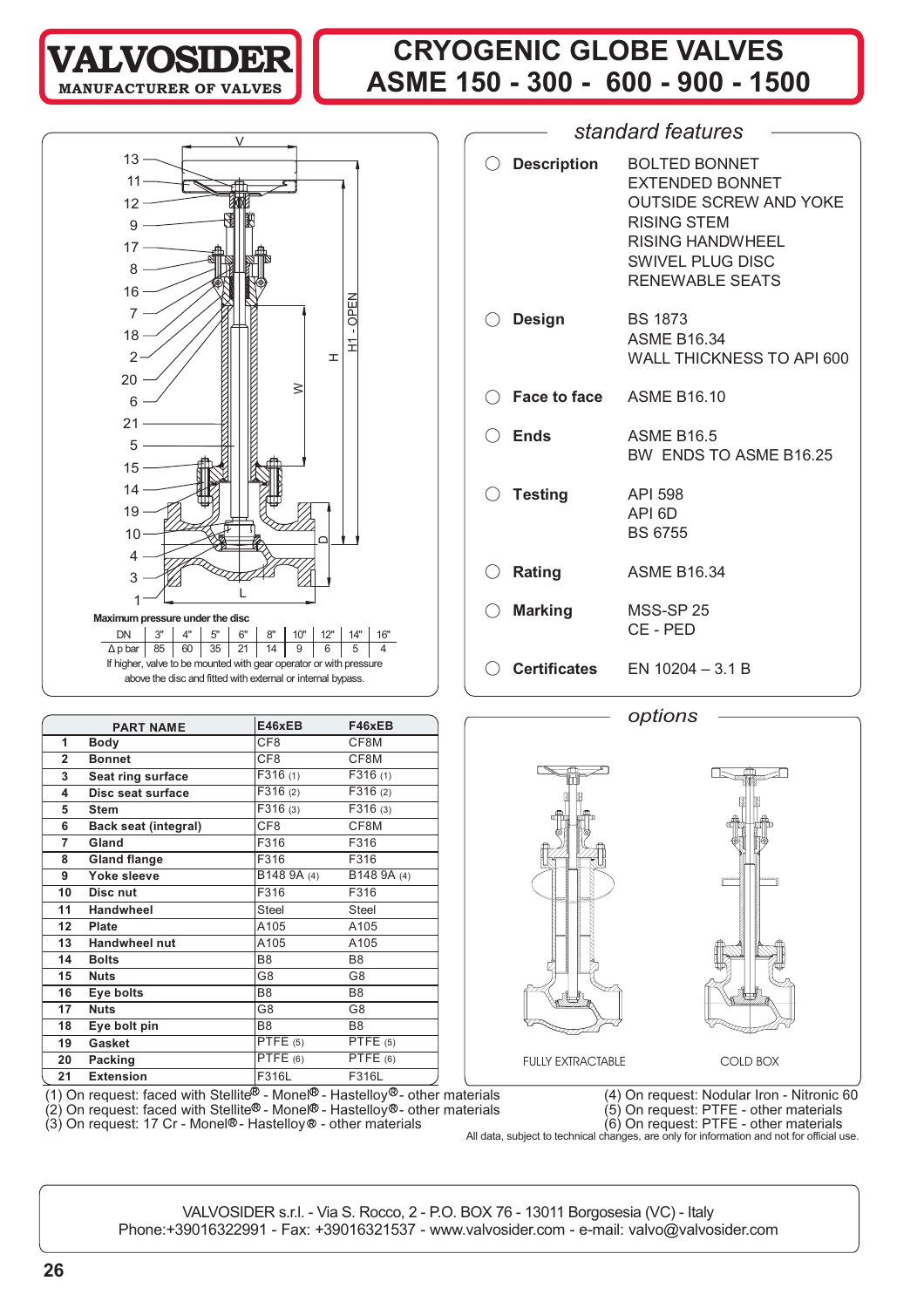# VALVOSIDER

MANUFACTURER OF VALVES

# CRYOGENIC GLOBE VALVES ASME 150 - 300 - 600 - 900 - 1500

**Maximum pressure under the disc**

| DN | 3" | 4" | 5" | 6" | 8" | 10" | 12" | 14" | 16" |
|---|---|---|---|---|---|---|---|---|---|
| Δ p bar | 85 | 60 | 35 | 21 | 14 | 9 | 6 | 5 | 4 |

If higher, valve to be mounted with gear operator or with pressure above the disc and fitted with external or internal bypass.

| | PART NAME | E46xEB | F46xEB |
|---|---|---|---|
| 1 | Body | CF8 | CF8M |
| 2 | Bonnet | CF8 | CF8M |
| 3 | Seat ring surface | F316 (1) | F316 (1) |
| 4 | Disc seat surface | F316 (2) | F316 (2) |
| 5 | Stem | F316 (3) | F316 (3) |
| 6 | Back seat (integral) | CF8 | CF8M |
| 7 | Gland | F316 | F316 |
| 8 | Gland flange | F316 | F316 |
| 9 | Yoke sleeve | B148 9A (4) | B148 9A (4) |
| 10 | Disc nut | F316 | F316 |
| 11 | Handwheel | Steel | Steel |
| 12 | Plate | A105 | A105 |
| 13 | Handwheel nut | A105 | A105 |
| 14 | Bolts | B8 | B8 |
| 15 | Nuts | G8 | G8 |
| 16 | Eye bolts | B8 | B8 |
| 17 | Nuts | G8 | G8 |
| 18 | Eye bolt pin | B8 | B8 |
| 19 | Gasket | PTFE (5) | PTFE (5) |
| 20 | Packing | PTFE (6) | PTFE (6) |
| 21 | Extension | F316L | F316L |

(1) On request: faced with Stellite® - Monel® - Hastelloy® - other materials
(2) On request: faced with Stellite® - Monel® - Hastelloy® - other materials
(3) On request: 17 Cr - Monel® - Hastelloy® - other materials
(4) On request: Nodular Iron - Nitronic 60
(5) On request: PTFE - other materials
(6) On request: PTFE - other materials

## standard features

| | |
|---|---|
| **Description** | BOLTED BONNET<br>EXTENDED BONNET<br>OUTSIDE SCREW AND YOKE<br>RISING STEM<br>RISING HANDWHEEL<br>SWIVEL PLUG DISC<br>RENEWABLE SEATS |
| **Design** | BS 1873<br>ASME B16.34<br>WALL THICKNESS TO API 600 |
| **Face to face** | ASME B16.10 |
| **Ends** | ASME B16.5<br>BW ENDS TO ASME B16.25 |
| **Testing** | API 598<br>API 6D<br>BS 6755 |
| **Rating** | ASME B16.34 |
| **Marking** | MSS-SP 25<br>CE - PED |
| **Certificates** | EN 10204 – 3.1 B |

## options

FULLY EXTRACTABLE

COLD BOX

All data, subject to technical changes, are only for information and not for official use.

VALVOSIDER s.r.l. - Via S. Rocco, 2 - P.O. BOX 76 - 13011 Borgosesia (VC) - Italy
Phone:+39016322991 - Fax: +39016321537 - www.valvosider.com - e-mail: valvo@valvosider.com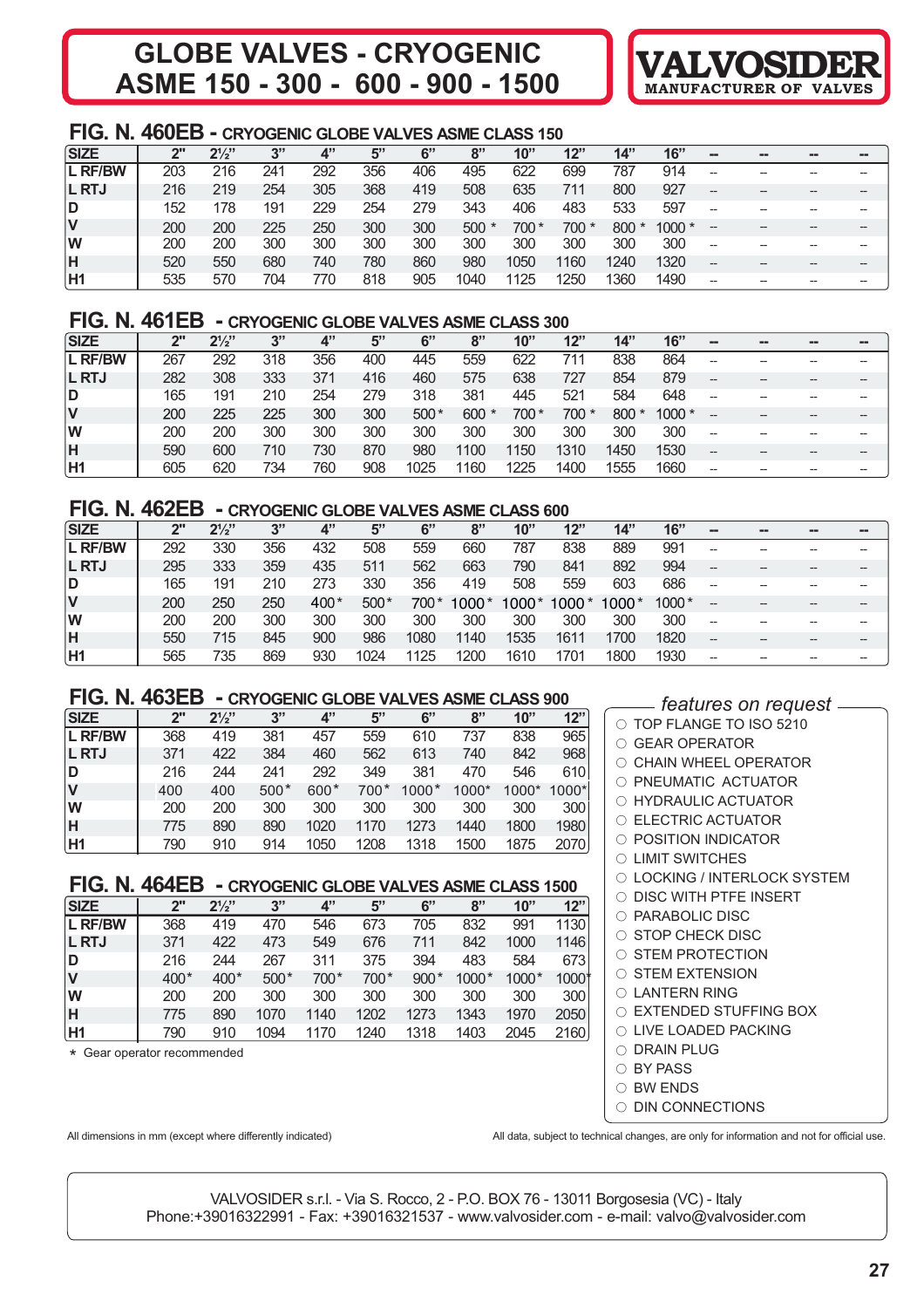# GLOBE VALVES - CRYOGENIC ASME 150 - 300 - 600 - 900 - 1500

VALVOSIDER MANUFACTURER OF VALVES

## FIG. N. 460EB - CRYOGENIC GLOBE VALVES ASME CLASS 150

| SIZE | 2" | 2½" | 3" | 4" | 5" | 6" | 8" | 10" | 12" | 14" | 16" | -- | -- | -- | -- |
|---|---|---|---|---|---|---|---|---|---|---|---|---|---|---|---|
| L RF/BW | 203 | 216 | 241 | 292 | 356 | 406 | 495 | 622 | 699 | 787 | 914 | -- | -- | -- | -- |
| L RTJ | 216 | 219 | 254 | 305 | 368 | 419 | 508 | 635 | 711 | 800 | 927 | -- | -- | -- | -- |
| D | 152 | 178 | 191 | 229 | 254 | 279 | 343 | 406 | 483 | 533 | 597 | -- | -- | -- | -- |
| V | 200 | 200 | 225 | 250 | 300 | 300 | 500 * | 700 * | 700 * | 800 * | 1000 * | -- | -- | -- | -- |
| W | 200 | 200 | 300 | 300 | 300 | 300 | 300 | 300 | 300 | 300 | 300 | -- | -- | -- | -- |
| H | 520 | 550 | 680 | 740 | 780 | 860 | 980 | 1050 | 1160 | 1240 | 1320 | -- | -- | -- | -- |
| H1 | 535 | 570 | 704 | 770 | 818 | 905 | 1040 | 1125 | 1250 | 1360 | 1490 | -- | -- | -- | -- |

## FIG. N. 461EB - CRYOGENIC GLOBE VALVES ASME CLASS 300

| SIZE | 2" | 2½" | 3" | 4" | 5" | 6" | 8" | 10" | 12" | 14" | 16" | -- | -- | -- | -- |
|---|---|---|---|---|---|---|---|---|---|---|---|---|---|---|---|
| L RF/BW | 267 | 292 | 318 | 356 | 400 | 445 | 559 | 622 | 711 | 838 | 864 | -- | -- | -- | -- |
| L RTJ | 282 | 308 | 333 | 371 | 416 | 460 | 575 | 638 | 727 | 854 | 879 | -- | -- | -- | -- |
| D | 165 | 191 | 210 | 254 | 279 | 318 | 381 | 445 | 521 | 584 | 648 | -- | -- | -- | -- |
| V | 200 | 225 | 225 | 300 | 300 | 500 * | 600 * | 700 * | 700 * | 800 * | 1000 * | -- | -- | -- | -- |
| W | 200 | 200 | 300 | 300 | 300 | 300 | 300 | 300 | 300 | 300 | 300 | -- | -- | -- | -- |
| H | 590 | 600 | 710 | 730 | 870 | 980 | 1100 | 1150 | 1310 | 1450 | 1530 | -- | -- | -- | -- |
| H1 | 605 | 620 | 734 | 760 | 908 | 1025 | 1160 | 1225 | 1400 | 1555 | 1660 | -- | -- | -- | -- |

## FIG. N. 462EB - CRYOGENIC GLOBE VALVES ASME CLASS 600

| SIZE | 2" | 2½" | 3" | 4" | 5" | 6" | 8" | 10" | 12" | 14" | 16" | -- | -- | -- | -- |
|---|---|---|---|---|---|---|---|---|---|---|---|---|---|---|---|
| L RF/BW | 292 | 330 | 356 | 432 | 508 | 559 | 660 | 787 | 838 | 889 | 991 | -- | -- | -- | -- |
| L RTJ | 295 | 333 | 359 | 435 | 511 | 562 | 663 | 790 | 841 | 892 | 994 | -- | -- | -- | -- |
| D | 165 | 191 | 210 | 273 | 330 | 356 | 419 | 508 | 559 | 603 | 686 | -- | -- | -- | -- |
| V | 200 | 250 | 250 | 400* | 500* | 700* | 1000* | 1000* | 1000* | 1000* | 1000* | -- | -- | -- | -- |
| W | 200 | 200 | 300 | 300 | 300 | 300 | 300 | 300 | 300 | 300 | 300 | -- | -- | -- | -- |
| H | 550 | 715 | 845 | 900 | 986 | 1080 | 1140 | 1535 | 1611 | 1700 | 1820 | -- | -- | -- | -- |
| H1 | 565 | 735 | 869 | 930 | 1024 | 1125 | 1200 | 1610 | 1701 | 1800 | 1930 | -- | -- | -- | -- |

## FIG. N. 463EB - CRYOGENIC GLOBE VALVES ASME CLASS 900

| SIZE | 2" | 2½" | 3" | 4" | 5" | 6" | 8" | 10" | 12" |
|---|---|---|---|---|---|---|---|---|---|
| L RF/BW | 368 | 419 | 381 | 457 | 559 | 610 | 737 | 838 | 965 |
| L RTJ | 371 | 422 | 384 | 460 | 562 | 613 | 740 | 842 | 968 |
| D | 216 | 244 | 241 | 292 | 349 | 381 | 470 | 546 | 610 |
| V | 400 | 400 | 500* | 600* | 700* | 1000* | 1000* | 1000* | 1000* |
| W | 200 | 200 | 300 | 300 | 300 | 300 | 300 | 300 | 300 |
| H | 775 | 890 | 890 | 1020 | 1170 | 1273 | 1440 | 1800 | 1980 |
| H1 | 790 | 910 | 914 | 1050 | 1208 | 1318 | 1500 | 1875 | 2070 |

## FIG. N. 464EB - CRYOGENIC GLOBE VALVES ASME CLASS 1500

| SIZE | 2" | 2½" | 3" | 4" | 5" | 6" | 8" | 10" | 12" |
|---|---|---|---|---|---|---|---|---|---|
| L RF/BW | 368 | 419 | 470 | 546 | 673 | 705 | 832 | 991 | 1130 |
| L RTJ | 371 | 422 | 473 | 549 | 676 | 711 | 842 | 1000 | 1146 |
| D | 216 | 244 | 267 | 311 | 375 | 394 | 483 | 584 | 673 |
| V | 400* | 400* | 500* | 700* | 700* | 900* | 1000* | 1000* | 1000* |
| W | 200 | 200 | 300 | 300 | 300 | 300 | 300 | 300 | 300 |
| H | 775 | 890 | 1070 | 1140 | 1202 | 1273 | 1343 | 1970 | 2050 |
| H1 | 790 | 910 | 1094 | 1170 | 1240 | 1318 | 1403 | 2045 | 2160 |

\* Gear operator recommended

### *features on request*

- TOP FLANGE TO ISO 5210
- GEAR OPERATOR
- CHAIN WHEEL OPERATOR
- PNEUMATIC ACTUATOR
- HYDRAULIC ACTUATOR
- ELECTRIC ACTUATOR
- POSITION INDICATOR
- LIMIT SWITCHES
- LOCKING / INTERLOCK SYSTEM
- DISC WITH PTFE INSERT
- PARABOLIC DISC
- STOP CHECK DISC
- STEM PROTECTION
- STEM EXTENSION
- LANTERN RING
- EXTENDED STUFFING BOX
- LIVE LOADED PACKING
- DRAIN PLUG
- BY PASS
- BW ENDS
- DIN CONNECTIONS

All dimensions in mm (except where differently indicated)

All data, subject to technical changes, are only for information and not for official use.

VALVOSIDER s.r.l. - Via S. Rocco, 2 - P.O. BOX 76 - 13011 Borgosesia (VC) - Italy
Phone:+39016322991 - Fax: +39016321537 - www.valvosider.com - e-mail: valvo@valvosider.com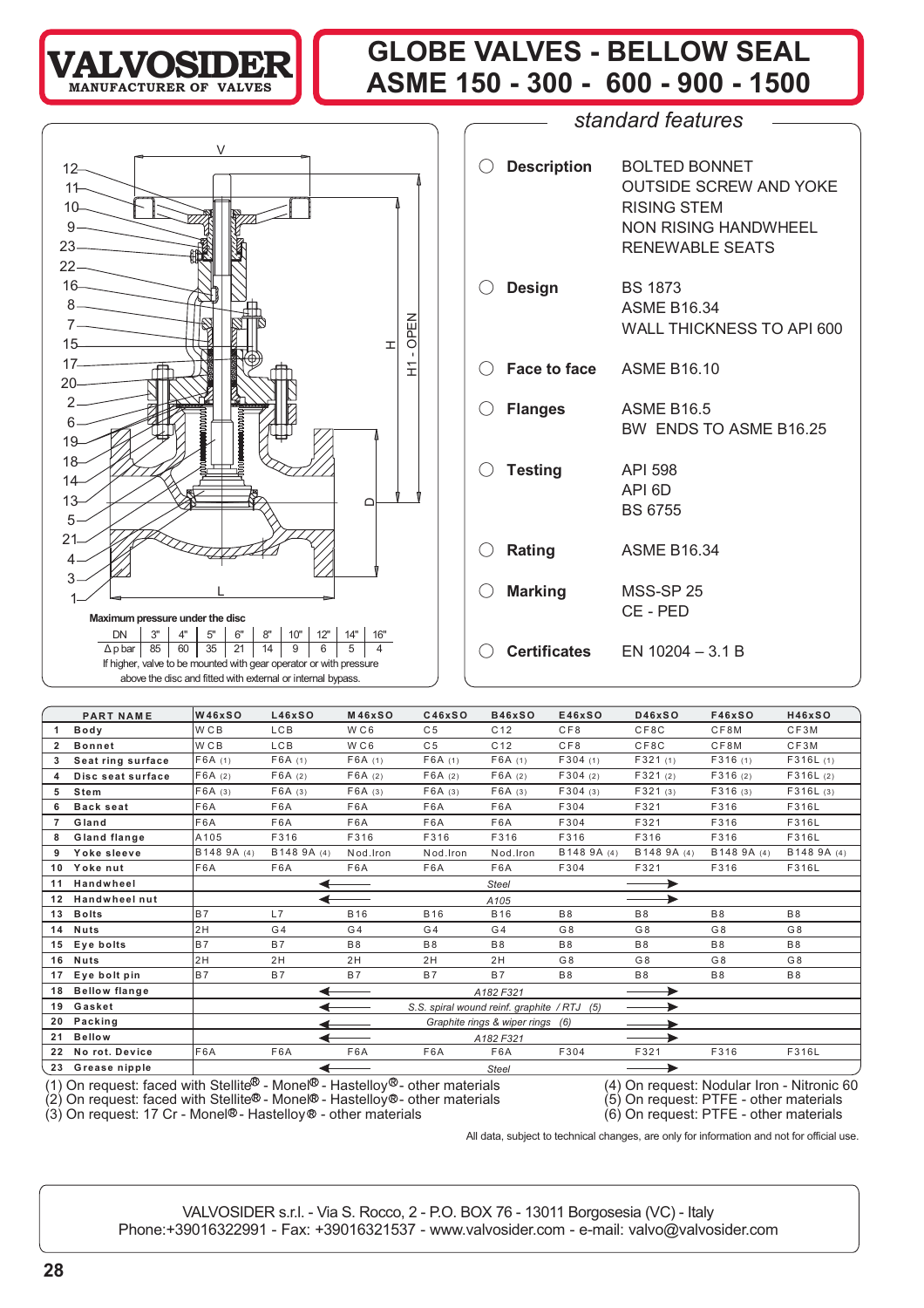VALVOSIDER
MANUFACTURER OF VALVES

# GLOBE VALVES - BELLOW SEAL
# ASME 150 - 300 - 600 - 900 - 1500

## standard features

| | |
|---|---|
| **Description** | BOLTED BONNET<br>OUTSIDE SCREW AND YOKE<br>RISING STEM<br>NON RISING HANDWHEEL<br>RENEWABLE SEATS |
| **Design** | BS 1873<br>ASME B16.34<br>WALL THICKNESS TO API 600 |
| **Face to face** | ASME B16.10 |
| **Flanges** | ASME B16.5<br>BW ENDS TO ASME B16.25 |
| **Testing** | API 598<br>API 6D<br>BS 6755 |
| **Rating** | ASME B16.34 |
| **Marking** | MSS-SP 25<br>CE - PED |
| **Certificates** | EN 10204 – 3.1 B |

**Maximum pressure under the disc**

| DN | 3" | 4" | 5" | 6" | 8" | 10" | 12" | 14" | 16" |
|---|---|---|---|---|---|---|---|---|---|
| Δ p bar | 85 | 60 | 35 | 21 | 14 | 9 | 6 | 5 | 4 |

If higher, valve to be mounted with gear operator or with pressure above the disc and fitted with external or internal bypass.

| | PART NAME | W46xSO | L46xSO | M46xSO | C46xSO | B46xSO | E46xSO | D46xSO | F46xSO | H46xSO |
|---|---|---|---|---|---|---|---|---|---|---|
| 1 | Body | WCB | LCB | WC6 | C5 | C12 | CF8 | CF8C | CF8M | CF3M |
| 2 | Bonnet | WCB | LCB | WC6 | C5 | C12 | CF8 | CF8C | CF8M | CF3M |
| 3 | Seat ring surface | F6A (1) | F6A (1) | F6A (1) | F6A (1) | F6A (1) | F304 (1) | F321 (1) | F316 (1) | F316L (1) |
| 4 | Disc seat surface | F6A (2) | F6A (2) | F6A (2) | F6A (2) | F6A (2) | F304 (2) | F321 (2) | F316 (2) | F316L (2) |
| 5 | Stem | F6A (3) | F6A (3) | F6A (3) | F6A (3) | F6A (3) | F304 (3) | F321 (3) | F316 (3) | F316L (3) |
| 6 | Back seat | F6A | F6A | F6A | F6A | F6A | F304 | F321 | F316 | F316L |
| 7 | Gland | F6A | F6A | F6A | F6A | F6A | F304 | F321 | F316 | F316L |
| 8 | Gland flange | A105 | F316 | F316 | F316 | F316 | F316 | F316 | F316 | F316L |
| 9 | Yoke sleeve | B148 9A (4) | B148 9A (4) | Nod.Iron | Nod.Iron | Nod.Iron | B148 9A (4) | B148 9A (4) | B148 9A (4) | B148 9A (4) |
| 10 | Yoke nut | F6A | F6A | F6A | F6A | F6A | F304 | F321 | F316 | F316L |
| 11 | Handwheel | ← | | | | Steel | | → | | |
| 12 | Handwheel nut | ← | | | | A105 | | → | | |
| 13 | Bolts | B7 | L7 | B16 | B16 | B16 | B8 | B8 | B8 | B8 |
| 14 | Nuts | 2H | G4 | G4 | G4 | G4 | G8 | G8 | G8 | G8 |
| 15 | Eye bolts | B7 | B7 | B8 | B8 | B8 | B8 | B8 | B8 | B8 |
| 16 | Nuts | 2H | 2H | 2H | 2H | 2H | G8 | G8 | G8 | G8 |
| 17 | Eye bolt pin | B7 | B7 | B7 | B7 | B7 | B8 | B8 | B8 | B8 |
| 18 | Bellow flange | ← | | | | A182 F321 | | → | | |
| 19 | Gasket | ← | | | | S.S. spiral wound reinf. graphite / RTJ (5) | | → | | |
| 20 | Packing | ← | | | | Graphite rings & wiper rings (6) | | → | | |
| 21 | Bellow | ← | | | | A182 F321 | | → | | |
| 22 | No rot. Device | F6A | F6A | F6A | F6A | F6A | F304 | F321 | F316 | F316L |
| 23 | Grease nipple | ← | | | | Steel | | → | | |

(1) On request: faced with Stellite® - Monel® - Hastelloy® - other materials
(2) On request: faced with Stellite® - Monel® - Hastelloy® - other materials
(3) On request: 17 Cr - Monel® - Hastelloy® - other materials
(4) On request: Nodular Iron - Nitronic 60
(5) On request: PTFE - other materials
(6) On request: PTFE - other materials

All data, subject to technical changes, are only for information and not for official use.

VALVOSIDER s.r.l. - Via S. Rocco, 2 - P.O. BOX 76 - 13011 Borgosesia (VC) - Italy
Phone:+39016322991 - Fax: +39016321537 - www.valvosider.com - e-mail: valvo@valvosider.com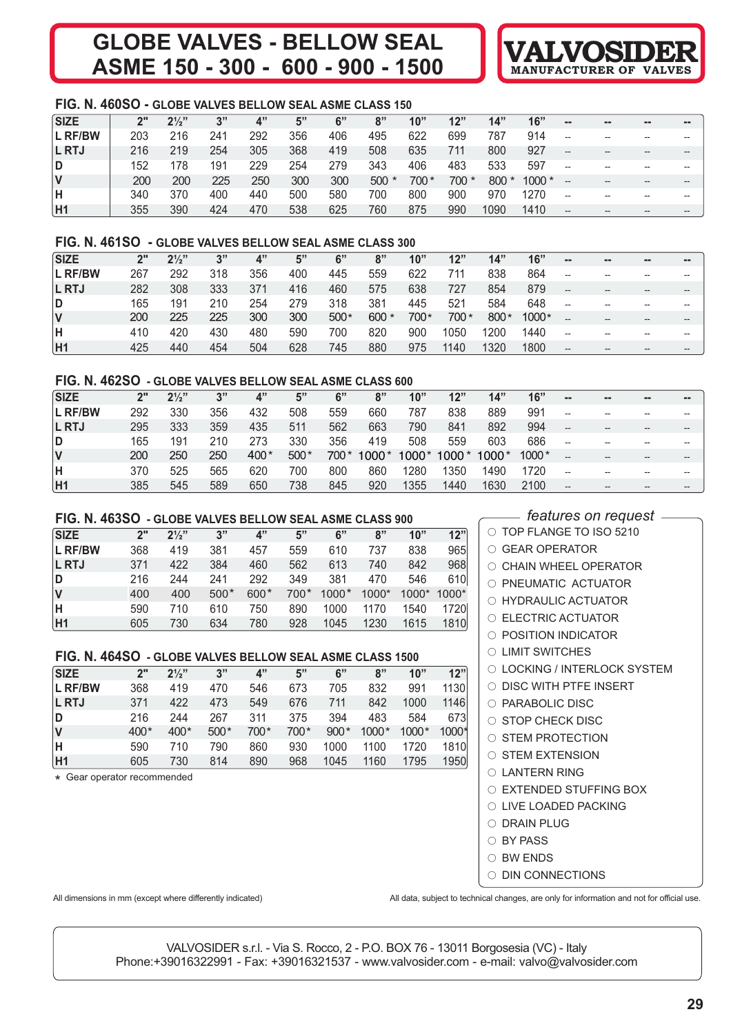# GLOBE VALVES - BELLOW SEAL ASME 150 - 300 - 600 - 900 - 1500

**VALVOSIDER**
MANUFACTURER OF VALVES

### FIG. N. 460SO - GLOBE VALVES BELLOW SEAL ASME CLASS 150

| SIZE | 2" | 2½" | 3" | 4" | 5" | 6" | 8" | 10" | 12" | 14" | 16" | -- | -- | -- | -- |
|---|---|---|---|---|---|---|---|---|---|---|---|---|---|---|---|
| L RF/BW | 203 | 216 | 241 | 292 | 356 | 406 | 495 | 622 | 699 | 787 | 914 | -- | -- | -- | -- |
| L RTJ | 216 | 219 | 254 | 305 | 368 | 419 | 508 | 635 | 711 | 800 | 927 | -- | -- | -- | -- |
| D | 152 | 178 | 191 | 229 | 254 | 279 | 343 | 406 | 483 | 533 | 597 | -- | -- | -- | -- |
| V | 200 | 200 | 225 | 250 | 300 | 300 | 500 * | 700 * | 700 * | 800 * | 1000 * | -- | -- | -- | -- |
| H | 340 | 370 | 400 | 440 | 500 | 580 | 700 | 800 | 900 | 970 | 1270 | -- | -- | -- | -- |
| H1 | 355 | 390 | 424 | 470 | 538 | 625 | 760 | 875 | 990 | 1090 | 1410 | -- | -- | -- | -- |

### FIG. N. 461SO - GLOBE VALVES BELLOW SEAL ASME CLASS 300

| SIZE | 2" | 2½" | 3" | 4" | 5" | 6" | 8" | 10" | 12" | 14" | 16" | -- | -- | -- | -- |
|---|---|---|---|---|---|---|---|---|---|---|---|---|---|---|---|
| L RF/BW | 267 | 292 | 318 | 356 | 400 | 445 | 559 | 622 | 711 | 838 | 864 | -- | -- | -- | -- |
| L RTJ | 282 | 308 | 333 | 371 | 416 | 460 | 575 | 638 | 727 | 854 | 879 | -- | -- | -- | -- |
| D | 165 | 191 | 210 | 254 | 279 | 318 | 381 | 445 | 521 | 584 | 648 | -- | -- | -- | -- |
| V | 200 | 225 | 225 | 300 | 300 | 500* | 600 * | 700* | 700 * | 800* | 1000* | -- | -- | -- | -- |
| H | 410 | 420 | 430 | 480 | 590 | 700 | 820 | 900 | 1050 | 1200 | 1440 | -- | -- | -- | -- |
| H1 | 425 | 440 | 454 | 504 | 628 | 745 | 880 | 975 | 1140 | 1320 | 1800 | -- | -- | -- | -- |

### FIG. N. 462SO - GLOBE VALVES BELLOW SEAL ASME CLASS 600

| SIZE | 2" | 2½" | 3" | 4" | 5" | 6" | 8" | 10" | 12" | 14" | 16" | -- | -- | -- | -- |
|---|---|---|---|---|---|---|---|---|---|---|---|---|---|---|---|
| L RF/BW | 292 | 330 | 356 | 432 | 508 | 559 | 660 | 787 | 838 | 889 | 991 | -- | -- | -- | -- |
| L RTJ | 295 | 333 | 359 | 435 | 511 | 562 | 663 | 790 | 841 | 892 | 994 | -- | -- | -- | -- |
| D | 165 | 191 | 210 | 273 | 330 | 356 | 419 | 508 | 559 | 603 | 686 | -- | -- | -- | -- |
| V | 200 | 250 | 250 | 400* | 500* | 700* | 1000* | 1000* | 1000* | 1000* | 1000* | -- | -- | -- | -- |
| H | 370 | 525 | 565 | 620 | 700 | 800 | 860 | 1280 | 1350 | 1490 | 1720 | -- | -- | -- | -- |
| H1 | 385 | 545 | 589 | 650 | 738 | 845 | 920 | 1355 | 1440 | 1630 | 2100 | -- | -- | -- | -- |

### FIG. N. 463SO - GLOBE VALVES BELLOW SEAL ASME CLASS 900

| SIZE | 2" | 2½" | 3" | 4" | 5" | 6" | 8" | 10" | 12" |
|---|---|---|---|---|---|---|---|---|---|
| L RF/BW | 368 | 419 | 381 | 457 | 559 | 610 | 737 | 838 | 965 |
| L RTJ | 371 | 422 | 384 | 460 | 562 | 613 | 740 | 842 | 968 |
| D | 216 | 244 | 241 | 292 | 349 | 381 | 470 | 546 | 610 |
| V | 400 | 400 | 500* | 600* | 700* | 1000* | 1000* | 1000* | 1000* |
| H | 590 | 710 | 610 | 750 | 890 | 1000 | 1170 | 1540 | 1720 |
| H1 | 605 | 730 | 634 | 780 | 928 | 1045 | 1230 | 1615 | 1810 |

### FIG. N. 464SO - GLOBE VALVES BELLOW SEAL ASME CLASS 1500

| SIZE | 2" | 2½" | 3" | 4" | 5" | 6" | 8" | 10" | 12" |
|---|---|---|---|---|---|---|---|---|---|
| L RF/BW | 368 | 419 | 470 | 546 | 673 | 705 | 832 | 991 | 1130 |
| L RTJ | 371 | 422 | 473 | 549 | 676 | 711 | 842 | 1000 | 1146 |
| D | 216 | 244 | 267 | 311 | 375 | 394 | 483 | 584 | 673 |
| V | 400* | 400* | 500* | 700* | 700* | 900* | 1000* | 1000* | 1000* |
| H | 590 | 710 | 790 | 860 | 930 | 1000 | 1100 | 1720 | 1810 |
| H1 | 605 | 730 | 814 | 890 | 968 | 1045 | 1160 | 1795 | 1950 |

* Gear operator recommended

*features on request*

- TOP FLANGE TO ISO 5210
- GEAR OPERATOR
- CHAIN WHEEL OPERATOR
- PNEUMATIC ACTUATOR
- HYDRAULIC ACTUATOR
- ELECTRIC ACTUATOR
- POSITION INDICATOR
- LIMIT SWITCHES
- LOCKING / INTERLOCK SYSTEM
- DISC WITH PTFE INSERT
- PARABOLIC DISC
- STOP CHECK DISC
- STEM PROTECTION
- STEM EXTENSION
- LANTERN RING
- EXTENDED STUFFING BOX
- LIVE LOADED PACKING
- DRAIN PLUG
- BY PASS
- BW ENDS
- DIN CONNECTIONS

All dimensions in mm (except where differently indicated)

All data, subject to technical changes, are only for information and not for official use.

VALVOSIDER s.r.l. - Via S. Rocco, 2 - P.O. BOX 76 - 13011 Borgosesia (VC) - Italy
Phone:+39016322991 - Fax: +39016321537 - www.valvosider.com - e-mail: valvo@valvosider.com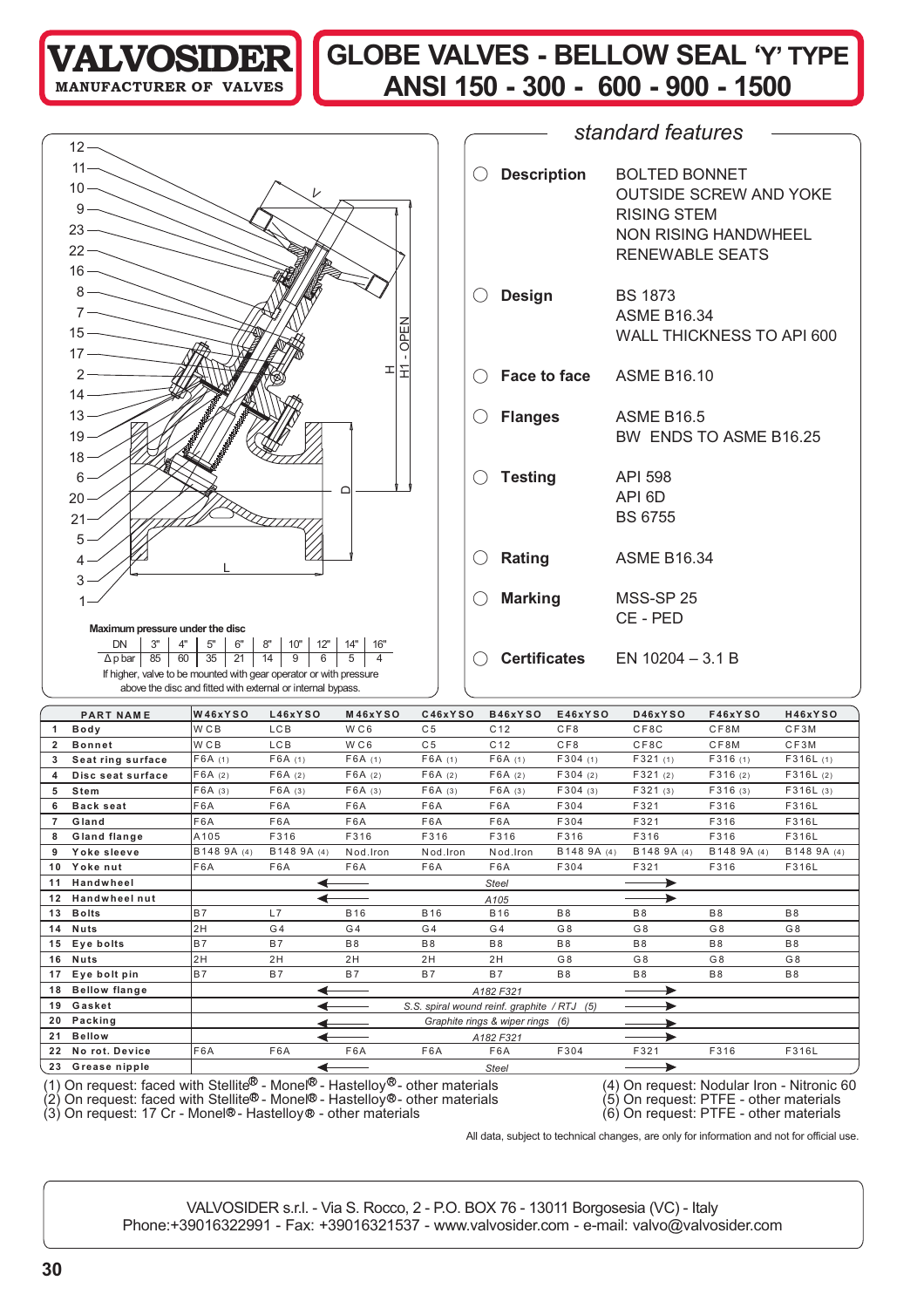# VALVOSIDER

MANUFACTURER OF VALVES

# GLOBE VALVES - BELLOW SEAL 'Y' TYPE
# ANSI 150 - 300 - 600 - 900 - 1500

Maximum pressure under the disc

| DN | 3" | 4" | 5" | 6" | 8" | 10" | 12" | 14" | 16" |
|---|---|---|---|---|---|---|---|---|---|
| Δ p bar | 85 | 60 | 35 | 21 | 14 | 9 | 6 | 5 | 4 |

If higher, valve to be mounted with gear operator or with pressure above the disc and fitted with external or internal bypass.

## standard features

- **Description**: BOLTED BONNET; OUTSIDE SCREW AND YOKE; RISING STEM; NON RISING HANDWHEEL; RENEWABLE SEATS
- **Design**: BS 1873; ASME B16.34; WALL THICKNESS TO API 600
- **Face to face**: ASME B16.10
- **Flanges**: ASME B16.5; BW ENDS TO ASME B16.25
- **Testing**: API 598; API 6D; BS 6755
- **Rating**: ASME B16.34
- **Marking**: MSS-SP 25; CE - PED
- **Certificates**: EN 10204 – 3.1 B

| | PART NAME | W46xYSO | L46xYSO | M46xYSO | C46xYSO | B46xYSO | E46xYSO | D46xYSO | F46xYSO | H46xYSO |
|---|---|---|---|---|---|---|---|---|---|---|
| 1 | Body | WCB | LCB | WC6 | C5 | C12 | CF8 | CF8C | CF8M | CF3M |
| 2 | Bonnet | WCB | LCB | WC6 | C5 | C12 | CF8 | CF8C | CF8M | CF3M |
| 3 | Seat ring surface | F6A (1) | F6A (1) | F6A (1) | F6A (1) | F6A (1) | F304 (1) | F321 (1) | F316 (1) | F316L (1) |
| 4 | Disc seat surface | F6A (2) | F6A (2) | F6A (2) | F6A (2) | F6A (2) | F304 (2) | F321 (2) | F316 (2) | F316L (2) |
| 5 | Stem | F6A (3) | F6A (3) | F6A (3) | F6A (3) | F6A (3) | F304 (3) | F321 (3) | F316 (3) | F316L (3) |
| 6 | Back seat | F6A | F6A | F6A | F6A | F6A | F304 | F321 | F316 | F316L |
| 7 | Gland | F6A | F6A | F6A | F6A | F6A | F304 | F321 | F316 | F316L |
| 8 | Gland flange | A105 | F316 | F316 | F316 | F316 | F316 | F316 | F316 | F316L |
| 9 | Yoke sleeve | B148 9A (4) | B148 9A (4) | Nod.Iron | Nod.Iron | Nod.Iron | B148 9A (4) | B148 9A (4) | B148 9A (4) | B148 9A (4) |
| 10 | Yoke nut | F6A | F6A | F6A | F6A | F6A | F304 | F321 | F316 | F316L |
| 11 | Handwheel | Steel | | | | | | | | |
| 12 | Handwheel nut | A105 | | | | | | | | |
| 13 | Bolts | B7 | L7 | B16 | B16 | B16 | B8 | B8 | B8 | B8 |
| 14 | Nuts | 2H | G4 | G4 | G4 | G4 | G8 | G8 | G8 | G8 |
| 15 | Eye bolts | B7 | B7 | B8 | B8 | B8 | B8 | B8 | B8 | B8 |
| 16 | Nuts | 2H | 2H | 2H | 2H | 2H | G8 | G8 | G8 | G8 |
| 17 | Eye bolt pin | B7 | B7 | B7 | B7 | B7 | B8 | B8 | B8 | B8 |
| 18 | Bellow flange | A182 F321 | | | | | | | | |
| 19 | Gasket | S.S. spiral wound reinf. graphite / RTJ (5) | | | | | | | | |
| 20 | Packing | Graphite rings & wiper rings (6) | | | | | | | | |
| 21 | Bellow | A182 F321 | | | | | | | | |
| 22 | No rot. Device | F6A | F6A | F6A | F6A | F6A | F304 | F321 | F316 | F316L |
| 23 | Grease nipple | Steel | | | | | | | | |

(1) On request: faced with Stellite® - Monel® - Hastelloy® - other materials
(2) On request: faced with Stellite® - Monel® - Hastelloy® - other materials
(3) On request: 17 Cr - Monel® - Hastelloy® - other materials
(4) On request: Nodular Iron - Nitronic 60
(5) On request: PTFE - other materials
(6) On request: PTFE - other materials

All data, subject to technical changes, are only for information and not for official use.

VALVOSIDER s.r.l. - Via S. Rocco, 2 - P.O. BOX 76 - 13011 Borgosesia (VC) - Italy
Phone:+39016322991 - Fax: +39016321537 - www.valvosider.com - e-mail: valvo@valvosider.com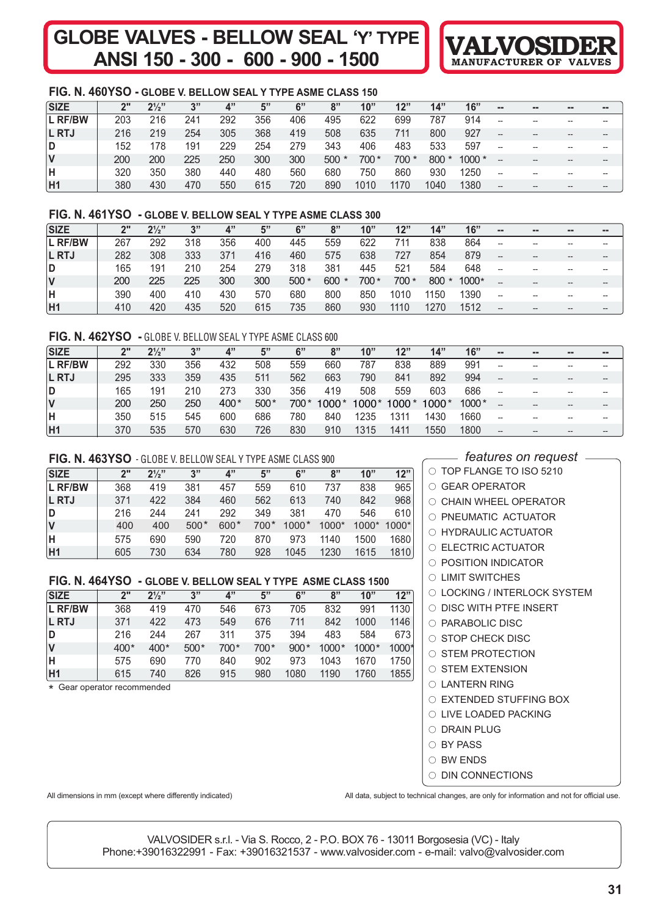# GLOBE VALVES - BELLOW SEAL 'Y' TYPE ANSI 150 - 300 - 600 - 900 - 1500

VALVOSIDER
MANUFACTURER OF VALVES

### FIG. N. 460YSO - GLOBE V. BELLOW SEAL Y TYPE ASME CLASS 150

| SIZE | 2" | 2½" | 3" | 4" | 5" | 6" | 8" | 10" | 12" | 14" | 16" | -- | -- | -- | -- |
|---|---|---|---|---|---|---|---|---|---|---|---|---|---|---|---|
| L RF/BW | 203 | 216 | 241 | 292 | 356 | 406 | 495 | 622 | 699 | 787 | 914 | -- | -- | -- | -- |
| L RTJ | 216 | 219 | 254 | 305 | 368 | 419 | 508 | 635 | 711 | 800 | 927 | -- | -- | -- | -- |
| D | 152 | 178 | 191 | 229 | 254 | 279 | 343 | 406 | 483 | 533 | 597 | -- | -- | -- | -- |
| V | 200 | 200 | 225 | 250 | 300 | 300 | 500 * | 700 * | 700 * | 800 * | 1000 * | -- | -- | -- | -- |
| H | 320 | 350 | 380 | 440 | 480 | 560 | 680 | 750 | 860 | 930 | 1250 | -- | -- | -- | -- |
| H1 | 380 | 430 | 470 | 550 | 615 | 720 | 890 | 1010 | 1170 | 1040 | 1380 | -- | -- | -- | -- |

### FIG. N. 461YSO - GLOBE V. BELLOW SEAL Y TYPE ASME CLASS 300

| SIZE | 2" | 2½" | 3" | 4" | 5" | 6" | 8" | 10" | 12" | 14" | 16" | -- | -- | -- | -- |
|---|---|---|---|---|---|---|---|---|---|---|---|---|---|---|---|
| L RF/BW | 267 | 292 | 318 | 356 | 400 | 445 | 559 | 622 | 711 | 838 | 864 | -- | -- | -- | -- |
| L RTJ | 282 | 308 | 333 | 371 | 416 | 460 | 575 | 638 | 727 | 854 | 879 | -- | -- | -- | -- |
| D | 165 | 191 | 210 | 254 | 279 | 318 | 381 | 445 | 521 | 584 | 648 | -- | -- | -- | -- |
| V | 200 | 225 | 225 | 300 | 300 | 500 * | 600 * | 700 * | 700 * | 800 * | 1000* | -- | -- | -- | -- |
| H | 390 | 400 | 410 | 430 | 570 | 680 | 800 | 850 | 1010 | 1150 | 1390 | -- | -- | -- | -- |
| H1 | 410 | 420 | 435 | 520 | 615 | 735 | 860 | 930 | 1110 | 1270 | 1512 | -- | -- | -- | -- |

### FIG. N. 462YSO - GLOBE V. BELLOW SEAL Y TYPE ASME CLASS 600

| SIZE | 2" | 2½" | 3" | 4" | 5" | 6" | 8" | 10" | 12" | 14" | 16" | -- | -- | -- | -- |
|---|---|---|---|---|---|---|---|---|---|---|---|---|---|---|---|
| L RF/BW | 292 | 330 | 356 | 432 | 508 | 559 | 660 | 787 | 838 | 889 | 991 | -- | -- | -- | -- |
| L RTJ | 295 | 333 | 359 | 435 | 511 | 562 | 663 | 790 | 841 | 892 | 994 | -- | -- | -- | -- |
| D | 165 | 191 | 210 | 273 | 330 | 356 | 419 | 508 | 559 | 603 | 686 | -- | -- | -- | -- |
| V | 200 | 250 | 250 | 400* | 500* | 700* | 1000* | 1000* | 1000* | 1000* | 1000* | -- | -- | -- | -- |
| H | 350 | 515 | 545 | 600 | 686 | 780 | 840 | 1235 | 1311 | 1430 | 1660 | -- | -- | -- | -- |
| H1 | 370 | 535 | 570 | 630 | 726 | 830 | 910 | 1315 | 1411 | 1550 | 1800 | -- | -- | -- | -- |

### FIG. N. 463YSO - GLOBE V. BELLOW SEAL Y TYPE ASME CLASS 900

| SIZE | 2" | 2½" | 3" | 4" | 5" | 6" | 8" | 10" | 12" |
|---|---|---|---|---|---|---|---|---|---|
| L RF/BW | 368 | 419 | 381 | 457 | 559 | 610 | 737 | 838 | 965 |
| L RTJ | 371 | 422 | 384 | 460 | 562 | 613 | 740 | 842 | 968 |
| D | 216 | 244 | 241 | 292 | 349 | 381 | 470 | 546 | 610 |
| V | 400 | 400 | 500* | 600* | 700* | 1000* | 1000* | 1000* | 1000* |
| H | 575 | 690 | 590 | 720 | 870 | 973 | 1140 | 1500 | 1680 |
| H1 | 605 | 730 | 634 | 780 | 928 | 1045 | 1230 | 1615 | 1810 |

### FIG. N. 464YSO - GLOBE V. BELLOW SEAL Y TYPE ASME CLASS 1500

| SIZE | 2" | 2½" | 3" | 4" | 5" | 6" | 8" | 10" | 12" |
|---|---|---|---|---|---|---|---|---|---|
| L RF/BW | 368 | 419 | 470 | 546 | 673 | 705 | 832 | 991 | 1130 |
| L RTJ | 371 | 422 | 473 | 549 | 676 | 711 | 842 | 1000 | 1146 |
| D | 216 | 244 | 267 | 311 | 375 | 394 | 483 | 584 | 673 |
| V | 400* | 400* | 500* | 700* | 700* | 900* | 1000* | 1000* | 1000* |
| H | 575 | 690 | 770 | 840 | 902 | 973 | 1043 | 1670 | 1750 |
| H1 | 615 | 740 | 826 | 915 | 980 | 1080 | 1190 | 1760 | 1855 |

* Gear operator recommended

### *features on request*

- TOP FLANGE TO ISO 5210
- GEAR OPERATOR
- CHAIN WHEEL OPERATOR
- PNEUMATIC ACTUATOR
- HYDRAULIC ACTUATOR
- ELECTRIC ACTUATOR
- POSITION INDICATOR
- LIMIT SWITCHES
- LOCKING / INTERLOCK SYSTEM
- DISC WITH PTFE INSERT
- PARABOLIC DISC
- STOP CHECK DISC
- STEM PROTECTION
- STEM EXTENSION
- LANTERN RING
- EXTENDED STUFFING BOX
- LIVE LOADED PACKING
- DRAIN PLUG
- BY PASS
- BW ENDS
- DIN CONNECTIONS

All dimensions in mm (except where differently indicated)

All data, subject to technical changes, are only for information and not for official use.

VALVOSIDER s.r.l. - Via S. Rocco, 2 - P.O. BOX 76 - 13011 Borgosesia (VC) - Italy
Phone:+39016322991 - Fax: +39016321537 - www.valvosider.com - e-mail: valvo@valvosider.com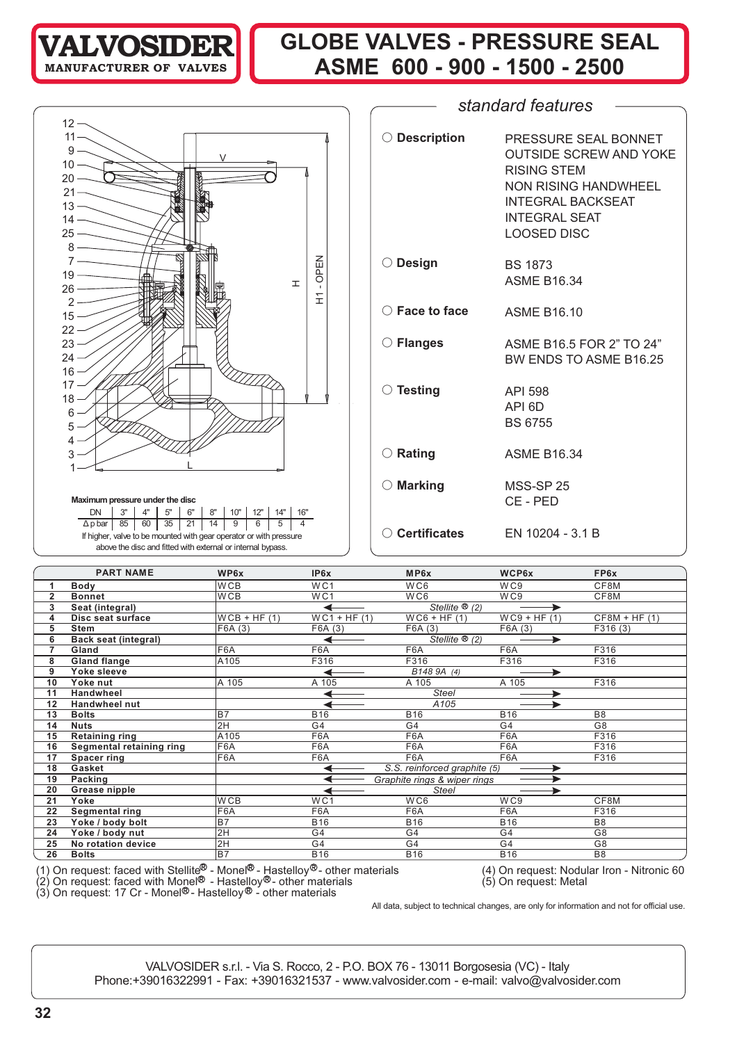# VALVOSIDER
MANUFACTURER OF VALVES

# GLOBE VALVES - PRESSURE SEAL ASME 600 - 900 - 1500 - 2500

**Maximum pressure under the disc**

| DN | 3" | 4" | 5" | 6" | 8" | 10" | 12" | 14" | 16" |
|---|---|---|---|---|---|---|---|---|---|
| Δ p bar | 85 | 60 | 35 | 21 | 14 | 9 | 6 | 5 | 4 |

If higher, valve to be mounted with gear operator or with pressure above the disc and fitted with external or internal bypass.

## *standard features*

| | |
|---|---|
| **Description** | PRESSURE SEAL BONNET<br>OUTSIDE SCREW AND YOKE<br>RISING STEM<br>NON RISING HANDWHEEL<br>INTEGRAL BACKSEAT<br>INTEGRAL SEAT<br>LOOSED DISC |
| **Design** | BS 1873<br>ASME B16.34 |
| **Face to face** | ASME B16.10 |
| **Flanges** | ASME B16.5 FOR 2" TO 24"<br>BW ENDS TO ASME B16.25 |
| **Testing** | API 598<br>API 6D<br>BS 6755 |
| **Rating** | ASME B16.34 |
| **Marking** | MSS-SP 25<br>CE - PED |
| **Certificates** | EN 10204 - 3.1 B |

| | PART NAME | WP6x | IP6x | MP6x | WCP6x | FP6x |
|---|---|---|---|---|---|---|
| 1 | **Body** | WCB | WC1 | WC6 | WC9 | CF8M |
| 2 | **Bonnet** | WCB | WC1 | WC6 | WC9 | CF8M |
| 3 | **Seat (integral)** | | ← | *Stellite® (2)* | → | |
| 4 | **Disc seat surface** | WCB + HF (1) | WC1 + HF (1) | WC6 + HF (1) | WC9 + HF (1) | CF8M + HF (1) |
| 5 | **Stem** | F6A (3) | F6A (3) | F6A (3) | F6A (3) | F316 (3) |
| 6 | **Back seat (integral)** | | ← | *Stellite® (2)* | → | |
| 7 | **Gland** | F6A | F6A | F6A | F6A | F316 |
| 8 | **Gland flange** | A105 | F316 | F316 | F316 | F316 |
| 9 | **Yoke sleeve** | | ← | *B148 9A (4)* | → | |
| 10 | **Yoke nut** | A 105 | A 105 | A 105 | A 105 | F316 |
| 11 | **Handwheel** | | ← | *Steel* | → | |
| 12 | **Handwheel nut** | | ← | *A105* | → | |
| 13 | **Bolts** | B7 | B16 | B16 | B16 | B8 |
| 14 | **Nuts** | 2H | G4 | G4 | G4 | G8 |
| 15 | **Retaining ring** | A105 | F6A | F6A | F6A | F316 |
| 16 | **Segmental retaining ring** | F6A | F6A | F6A | F6A | F316 |
| 17 | **Spacer ring** | F6A | F6A | F6A | F6A | F316 |
| 18 | **Gasket** | | ← | *S.S. reinforced graphite (5)* | → | |
| 19 | **Packing** | | ← | *Graphite rings & wiper rings* | → | |
| 20 | **Grease nipple** | | ← | *Steel* | → | |
| 21 | **Yoke** | WCB | WC1 | WC6 | WC9 | CF8M |
| 22 | **Segmental ring** | F6A | F6A | F6A | F6A | F316 |
| 23 | **Yoke / body bolt** | B7 | B16 | B16 | B16 | B8 |
| 24 | **Yoke / body nut** | 2H | G4 | G4 | G4 | G8 |
| 25 | **No rotation device** | 2H | G4 | G4 | G4 | G8 |
| 26 | **Bolts** | B7 | B16 | B16 | B16 | B8 |

(1) On request: faced with Stellite® - Monel® - Hastelloy® - other materials
(2) On request: faced with Monel® - Hastelloy® - other materials
(3) On request: 17 Cr - Monel® - Hastelloy® - other materials
(4) On request: Nodular Iron - Nitronic 60
(5) On request: Metal

All data, subject to technical changes, are only for information and not for official use.

VALVOSIDER s.r.l. - Via S. Rocco, 2 - P.O. BOX 76 - 13011 Borgosesia (VC) - Italy
Phone:+39016322991 - Fax: +39016321537 - www.valvosider.com - e-mail: valvo@valvosider.com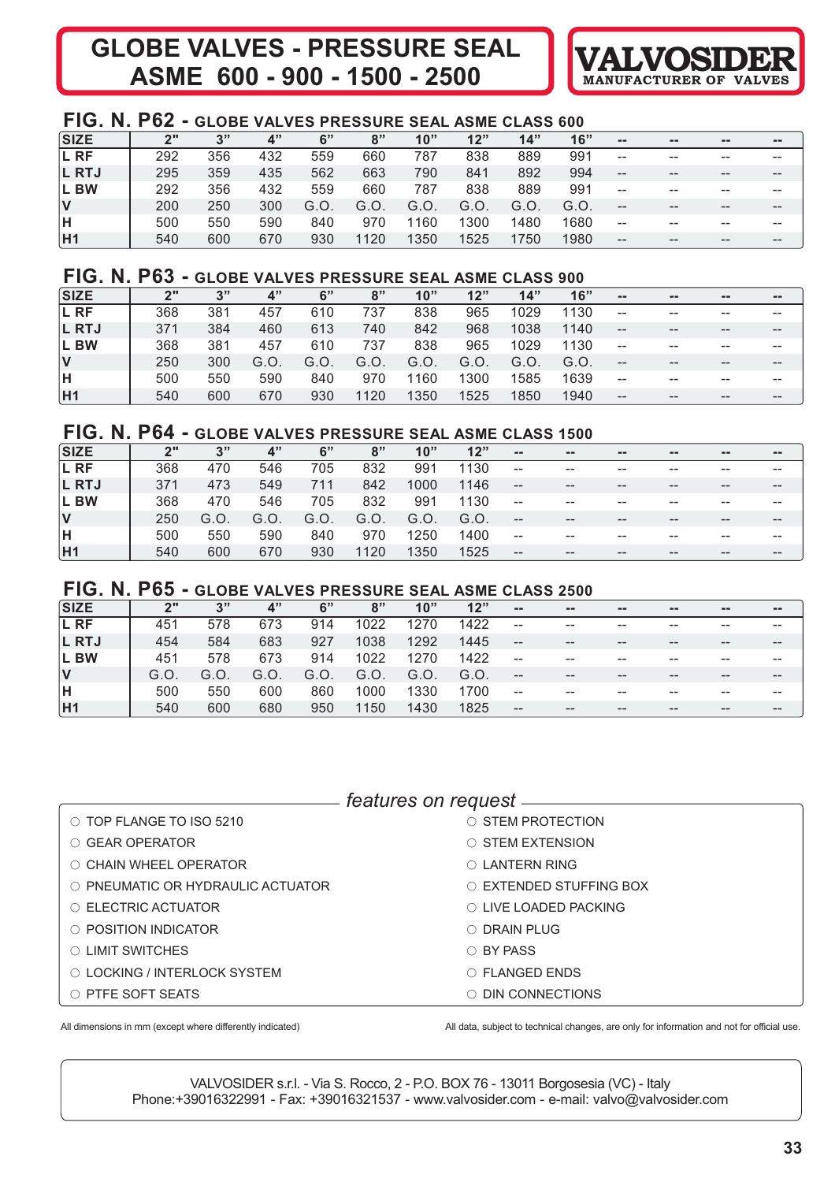# GLOBE VALVES - PRESSURE SEAL ASME 600 - 900 - 1500 - 2500

**VALVOSIDER** MANUFACTURER OF VALVES

## FIG. N. P62 - GLOBE VALVES PRESSURE SEAL ASME CLASS 600

| SIZE | 2" | 3" | 4" | 6" | 8" | 10" | 12" | 14" | 16" | -- | -- | -- | -- |
|---|---|---|---|---|---|---|---|---|---|---|---|---|---|
| L RF | 292 | 356 | 432 | 559 | 660 | 787 | 838 | 889 | 991 | -- | -- | -- | -- |
| L RTJ | 295 | 359 | 435 | 562 | 663 | 790 | 841 | 892 | 994 | -- | -- | -- | -- |
| L BW | 292 | 356 | 432 | 559 | 660 | 787 | 838 | 889 | 991 | -- | -- | -- | -- |
| V | 200 | 250 | 300 | G.O. | G.O. | G.O. | G.O. | G.O. | G.O. | -- | -- | -- | -- |
| H | 500 | 550 | 590 | 840 | 970 | 1160 | 1300 | 1480 | 1680 | -- | -- | -- | -- |
| H1 | 540 | 600 | 670 | 930 | 1120 | 1350 | 1525 | 1750 | 1980 | -- | -- | -- | -- |

## FIG. N. P63 - GLOBE VALVES PRESSURE SEAL ASME CLASS 900

| SIZE | 2" | 3" | 4" | 6" | 8" | 10" | 12" | 14" | 16" | -- | -- | -- | -- |
|---|---|---|---|---|---|---|---|---|---|---|---|---|---|
| L RF | 368 | 381 | 457 | 610 | 737 | 838 | 965 | 1029 | 1130 | -- | -- | -- | -- |
| L RTJ | 371 | 384 | 460 | 613 | 740 | 842 | 968 | 1038 | 1140 | -- | -- | -- | -- |
| L BW | 368 | 381 | 457 | 610 | 737 | 838 | 965 | 1029 | 1130 | -- | -- | -- | -- |
| V | 250 | 300 | G.O. | G.O. | G.O. | G.O. | G.O. | G.O. | G.O. | -- | -- | -- | -- |
| H | 500 | 550 | 590 | 840 | 970 | 1160 | 1300 | 1585 | 1639 | -- | -- | -- | -- |
| H1 | 540 | 600 | 670 | 930 | 1120 | 1350 | 1525 | 1850 | 1940 | -- | -- | -- | -- |

## FIG. N. P64 - GLOBE VALVES PRESSURE SEAL ASME CLASS 1500

| SIZE | 2" | 3" | 4" | 6" | 8" | 10" | 12" | -- | -- | -- | -- | -- | -- |
|---|---|---|---|---|---|---|---|---|---|---|---|---|---|
| L RF | 368 | 470 | 546 | 705 | 832 | 991 | 1130 | -- | -- | -- | -- | -- | -- |
| L RTJ | 371 | 473 | 549 | 711 | 842 | 1000 | 1146 | -- | -- | -- | -- | -- | -- |
| L BW | 368 | 470 | 546 | 705 | 832 | 991 | 1130 | -- | -- | -- | -- | -- | -- |
| V | 250 | G.O. | G.O. | G.O. | G.O. | G.O. | G.O. | -- | -- | -- | -- | -- | -- |
| H | 500 | 550 | 590 | 840 | 970 | 1250 | 1400 | -- | -- | -- | -- | -- | -- |
| H1 | 540 | 600 | 670 | 930 | 1120 | 1350 | 1525 | -- | -- | -- | -- | -- | -- |

## FIG. N. P65 - GLOBE VALVES PRESSURE SEAL ASME CLASS 2500

| SIZE | 2" | 3" | 4" | 6" | 8" | 10" | 12" | -- | -- | -- | -- | -- | -- |
|---|---|---|---|---|---|---|---|---|---|---|---|---|---|
| L RF | 451 | 578 | 673 | 914 | 1022 | 1270 | 1422 | -- | -- | -- | -- | -- | -- |
| L RTJ | 454 | 584 | 683 | 927 | 1038 | 1292 | 1445 | -- | -- | -- | -- | -- | -- |
| L BW | 451 | 578 | 673 | 914 | 1022 | 1270 | 1422 | -- | -- | -- | -- | -- | -- |
| V | G.O. | G.O. | G.O. | G.O. | G.O. | G.O. | G.O. | -- | -- | -- | -- | -- | -- |
| H | 500 | 550 | 600 | 860 | 1000 | 1330 | 1700 | -- | -- | -- | -- | -- | -- |
| H1 | 540 | 600 | 680 | 950 | 1150 | 1430 | 1825 | -- | -- | -- | -- | -- | -- |

### *features on request*

- ○ TOP FLANGE TO ISO 5210
- ○ GEAR OPERATOR
- ○ CHAIN WHEEL OPERATOR
- ○ PNEUMATIC OR HYDRAULIC ACTUATOR
- ○ ELECTRIC ACTUATOR
- ○ POSITION INDICATOR
- ○ LIMIT SWITCHES
- ○ LOCKING / INTERLOCK SYSTEM
- ○ PTFE SOFT SEATS
- ○ STEM PROTECTION
- ○ STEM EXTENSION
- ○ LANTERN RING
- ○ EXTENDED STUFFING BOX
- ○ LIVE LOADED PACKING
- ○ DRAIN PLUG
- ○ BY PASS
- ○ FLANGED ENDS
- ○ DIN CONNECTIONS

All dimensions in mm (except where differently indicated)

All data, subject to technical changes, are only for information and not for official use.

VALVOSIDER s.r.l. - Via S. Rocco, 2 - P.O. BOX 76 - 13011 Borgosesia (VC) - Italy
Phone:+39016322991 - Fax: +39016321537 - www.valvosider.com - e-mail: valvo@valvosider.com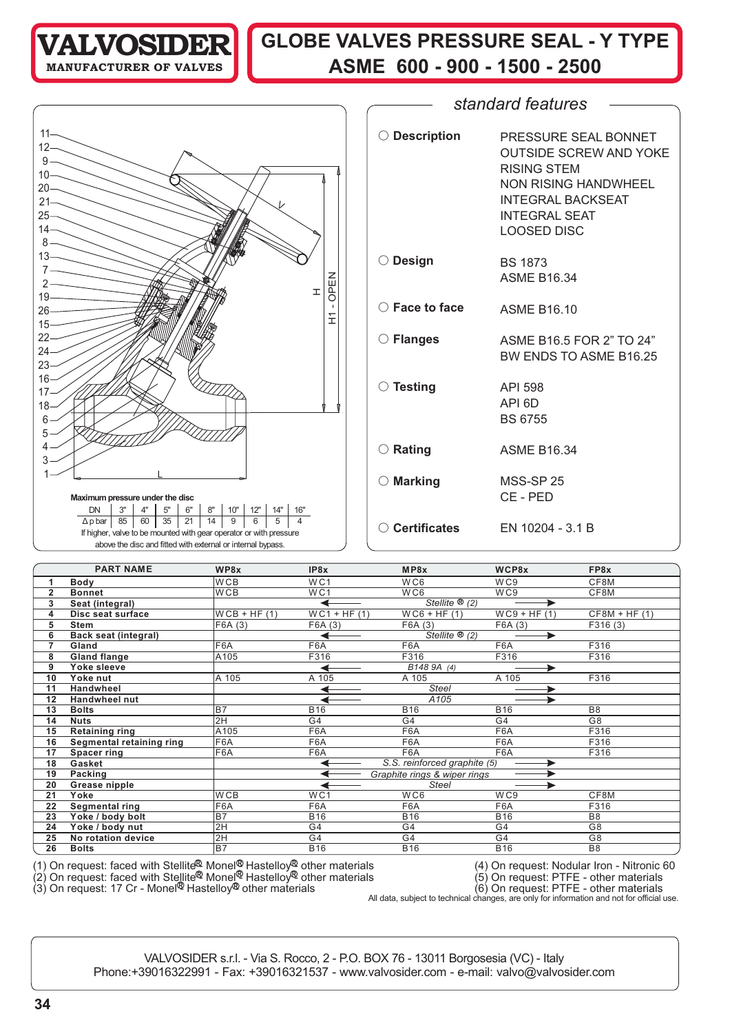# VALVOSIDER
MANUFACTURER OF VALVES

# GLOBE VALVES PRESSURE SEAL - Y TYPE
## ASME 600 - 900 - 1500 - 2500

**Maximum pressure under the disc**

| DN | 3" | 4" | 5" | 6" | 8" | 10" | 12" | 14" | 16" |
|---|---|---|---|---|---|---|---|---|---|
| Δ p bar | 85 | 60 | 35 | 21 | 14 | 9 | 6 | 5 | 4 |

If higher, valve to be mounted with gear operator or with pressure above the disc and fitted with external or internal bypass.

## *standard features*

| | |
|---|---|
| ○ **Description** | PRESSURE SEAL BONNET<br>OUTSIDE SCREW AND YOKE<br>RISING STEM<br>NON RISING HANDWHEEL<br>INTEGRAL BACKSEAT<br>INTEGRAL SEAT<br>LOOSED DISC |
| ○ **Design** | BS 1873<br>ASME B16.34 |
| ○ **Face to face** | ASME B16.10 |
| ○ **Flanges** | ASME B16.5 FOR 2" TO 24"<br>BW ENDS TO ASME B16.25 |
| ○ **Testing** | API 598<br>API 6D<br>BS 6755 |
| ○ **Rating** | ASME B16.34 |
| ○ **Marking** | MSS-SP 25<br>CE - PED |
| ○ **Certificates** | EN 10204 - 3.1 B |

| | PART NAME | WP8x | IP8x | MP8x | WCP8x | FP8x |
|---|---|---|---|---|---|---|
| 1 | **Body** | WCB | WC1 | WC6 | WC9 | CF8M |
| 2 | **Bonnet** | WCB | WC1 | WC6 | WC9 | CF8M |
| 3 | **Seat (integral)** | | ← | *Stellite ® (2)* | → | |
| 4 | **Disc seat surface** | WCB + HF (1) | WC1 + HF (1) | WC6 + HF (1) | WC9 + HF (1) | CF8M + HF (1) |
| 5 | **Stem** | F6A (3) | F6A (3) | F6A (3) | F6A (3) | F316 (3) |
| 6 | **Back seat (integral)** | | ← | *Stellite ® (2)* | → | |
| 7 | **Gland** | F6A | F6A | F6A | F6A | F316 |
| 8 | **Gland flange** | A105 | F316 | F316 | F316 | F316 |
| 9 | **Yoke sleeve** | | ← | *B148 9A (4)* | → | |
| 10 | **Yoke nut** | A 105 | A 105 | A 105 | A 105 | F316 |
| 11 | **Handwheel** | | ← | *Steel* | → | |
| 12 | **Handwheel nut** | | ← | *A105* | → | |
| 13 | **Bolts** | B7 | B16 | B16 | B16 | B8 |
| 14 | **Nuts** | 2H | G4 | G4 | G4 | G8 |
| 15 | **Retaining ring** | A105 | F6A | F6A | F6A | F316 |
| 16 | **Segmental retaining ring** | F6A | F6A | F6A | F6A | F316 |
| 17 | **Spacer ring** | F6A | F6A | F6A | F6A | F316 |
| 18 | **Gasket** | | ← | *S.S. reinforced graphite (5)* | → | |
| 19 | **Packing** | | ← | *Graphite rings & wiper rings* | → | |
| 20 | **Grease nipple** | | ← | *Steel* | → | |
| 21 | **Yoke** | WCB | WC1 | WC6 | WC9 | CF8M |
| 22 | **Segmental ring** | F6A | F6A | F6A | F6A | F316 |
| 23 | **Yoke / body bolt** | B7 | B16 | B16 | B16 | B8 |
| 24 | **Yoke / body nut** | 2H | G4 | G4 | G4 | G8 |
| 25 | **No rotation device** | 2H | G4 | G4 | G4 | G8 |
| 26 | **Bolts** | B7 | B16 | B16 | B16 | B8 |

(1) On request: faced with Stellite® Monel® Hastelloy® other materials
(2) On request: faced with Stellite® Monel® Hastelloy® other materials
(3) On request: 17 Cr - Monel® Hastelloy® other materials
(4) On request: Nodular Iron - Nitronic 60
(5) On request: PTFE - other materials
(6) On request: PTFE - other materials

All data, subject to technical changes, are only for information and not for official use.

VALVOSIDER s.r.l. - Via S. Rocco, 2 - P.O. BOX 76 - 13011 Borgosesia (VC) - Italy
Phone:+39016322991 - Fax: +39016321537 - www.valvosider.com - e-mail: valvo@valvosider.com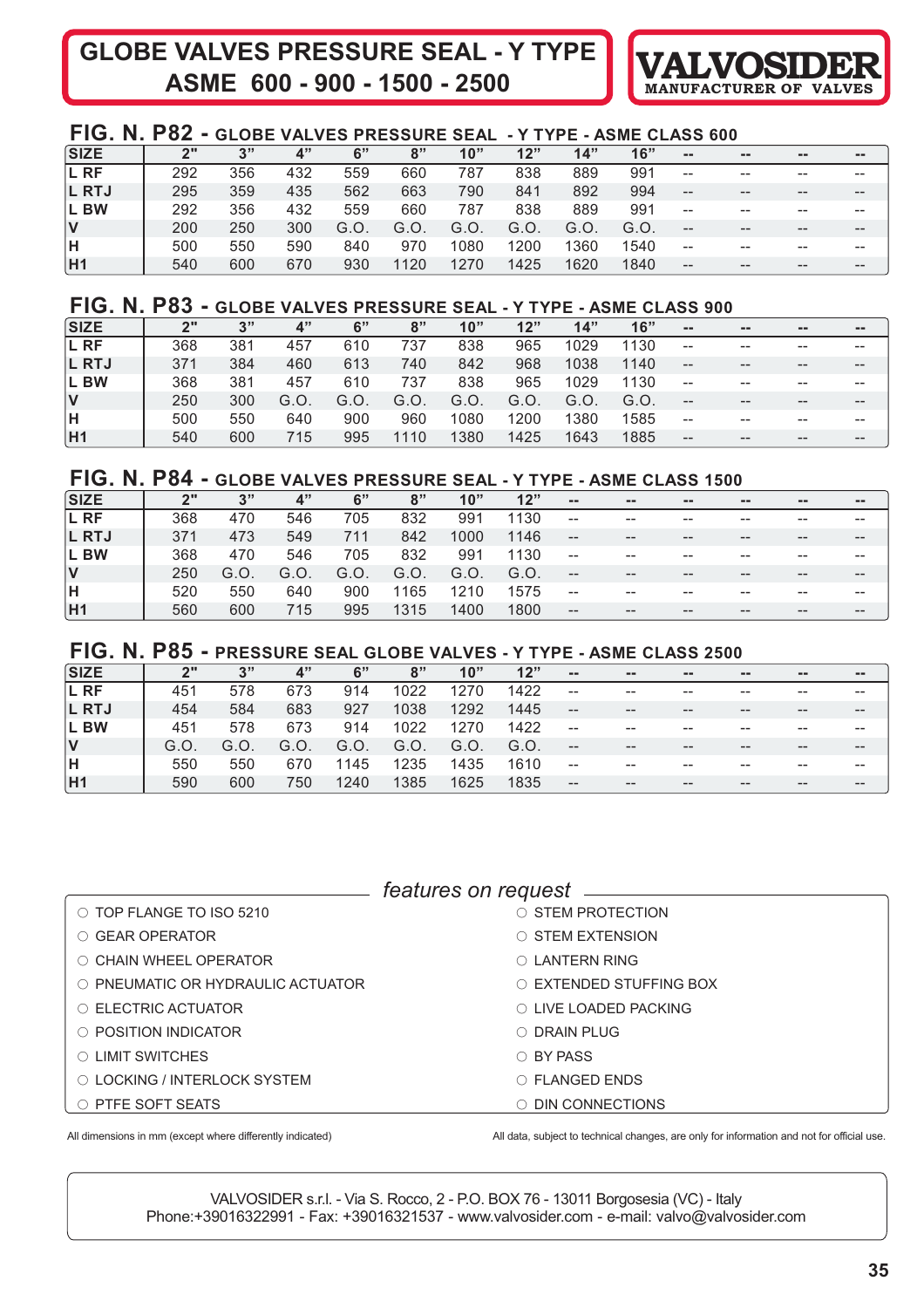# GLOBE VALVES PRESSURE SEAL - Y TYPE ASME 600 - 900 - 1500 - 2500

**VALVOSIDER** MANUFACTURER OF VALVES

## FIG. N. P82 - GLOBE VALVES PRESSURE SEAL - Y TYPE - ASME CLASS 600

| SIZE | 2" | 3" | 4" | 6" | 8" | 10" | 12" | 14" | 16" | -- | -- | -- | -- |
|---|---|---|---|---|---|---|---|---|---|---|---|---|---|
| L RF | 292 | 356 | 432 | 559 | 660 | 787 | 838 | 889 | 991 | -- | -- | -- | -- |
| L RTJ | 295 | 359 | 435 | 562 | 663 | 790 | 841 | 892 | 994 | -- | -- | -- | -- |
| L BW | 292 | 356 | 432 | 559 | 660 | 787 | 838 | 889 | 991 | -- | -- | -- | -- |
| V | 200 | 250 | 300 | G.O. | G.O. | G.O. | G.O. | G.O. | G.O. | -- | -- | -- | -- |
| H | 500 | 550 | 590 | 840 | 970 | 1080 | 1200 | 1360 | 1540 | -- | -- | -- | -- |
| H1 | 540 | 600 | 670 | 930 | 1120 | 1270 | 1425 | 1620 | 1840 | -- | -- | -- | -- |

## FIG. N. P83 - GLOBE VALVES PRESSURE SEAL - Y TYPE - ASME CLASS 900

| SIZE | 2" | 3" | 4" | 6" | 8" | 10" | 12" | 14" | 16" | -- | -- | -- | -- |
|---|---|---|---|---|---|---|---|---|---|---|---|---|---|
| L RF | 368 | 381 | 457 | 610 | 737 | 838 | 965 | 1029 | 1130 | -- | -- | -- | -- |
| L RTJ | 371 | 384 | 460 | 613 | 740 | 842 | 968 | 1038 | 1140 | -- | -- | -- | -- |
| L BW | 368 | 381 | 457 | 610 | 737 | 838 | 965 | 1029 | 1130 | -- | -- | -- | -- |
| V | 250 | 300 | G.O. | G.O. | G.O. | G.O. | G.O. | G.O. | G.O. | -- | -- | -- | -- |
| H | 500 | 550 | 640 | 900 | 960 | 1080 | 1200 | 1380 | 1585 | -- | -- | -- | -- |
| H1 | 540 | 600 | 715 | 995 | 1110 | 1380 | 1425 | 1643 | 1885 | -- | -- | -- | -- |

## FIG. N. P84 - GLOBE VALVES PRESSURE SEAL - Y TYPE - ASME CLASS 1500

| SIZE | 2" | 3" | 4" | 6" | 8" | 10" | 12" | -- | -- | -- | -- | -- | -- |
|---|---|---|---|---|---|---|---|---|---|---|---|---|---|
| L RF | 368 | 470 | 546 | 705 | 832 | 991 | 1130 | -- | -- | -- | -- | -- | -- |
| L RTJ | 371 | 473 | 549 | 711 | 842 | 1000 | 1146 | -- | -- | -- | -- | -- | -- |
| L BW | 368 | 470 | 546 | 705 | 832 | 991 | 1130 | -- | -- | -- | -- | -- | -- |
| V | 250 | G.O. | G.O. | G.O. | G.O. | G.O. | G.O. | -- | -- | -- | -- | -- | -- |
| H | 520 | 550 | 640 | 900 | 1165 | 1210 | 1575 | -- | -- | -- | -- | -- | -- |
| H1 | 560 | 600 | 715 | 995 | 1315 | 1400 | 1800 | -- | -- | -- | -- | -- | -- |

## FIG. N. P85 - PRESSURE SEAL GLOBE VALVES - Y TYPE - ASME CLASS 2500

| SIZE | 2" | 3" | 4" | 6" | 8" | 10" | 12" | -- | -- | -- | -- | -- | -- |
|---|---|---|---|---|---|---|---|---|---|---|---|---|---|
| L RF | 451 | 578 | 673 | 914 | 1022 | 1270 | 1422 | -- | -- | -- | -- | -- | -- |
| L RTJ | 454 | 584 | 683 | 927 | 1038 | 1292 | 1445 | -- | -- | -- | -- | -- | -- |
| L BW | 451 | 578 | 673 | 914 | 1022 | 1270 | 1422 | -- | -- | -- | -- | -- | -- |
| V | G.O. | G.O. | G.O. | G.O. | G.O. | G.O. | G.O. | -- | -- | -- | -- | -- | -- |
| H | 550 | 550 | 670 | 1145 | 1235 | 1435 | 1610 | -- | -- | -- | -- | -- | -- |
| H1 | 590 | 600 | 750 | 1240 | 1385 | 1625 | 1835 | -- | -- | -- | -- | -- | -- |

### *features on request*

- ○ TOP FLANGE TO ISO 5210
- ○ GEAR OPERATOR
- ○ CHAIN WHEEL OPERATOR
- ○ PNEUMATIC OR HYDRAULIC ACTUATOR
- ○ ELECTRIC ACTUATOR
- ○ POSITION INDICATOR
- ○ LIMIT SWITCHES
- ○ LOCKING / INTERLOCK SYSTEM
- ○ PTFE SOFT SEATS
- ○ STEM PROTECTION
- ○ STEM EXTENSION
- ○ LANTERN RING
- ○ EXTENDED STUFFING BOX
- ○ LIVE LOADED PACKING
- ○ DRAIN PLUG
- ○ BY PASS
- ○ FLANGED ENDS
- ○ DIN CONNECTIONS

All dimensions in mm (except where differently indicated)

All data, subject to technical changes, are only for information and not for official use.

VALVOSIDER s.r.l. - Via S. Rocco, 2 - P.O. BOX 76 - 13011 Borgosesia (VC) - Italy
Phone:+39016322991 - Fax: +39016321537 - www.valvosider.com - e-mail: valvo@valvosider.com